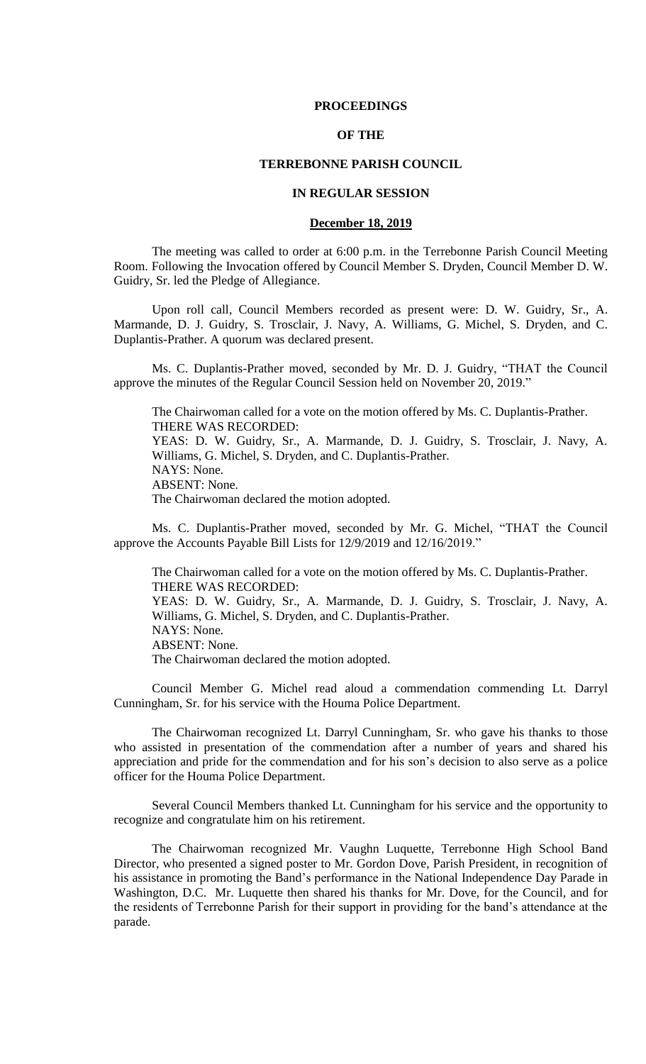# PROCEEDINGS

## OF THE

## TERREBONNE PARISH COUNCIL

## IN REGULAR SESSION

### December 18, 2019

The meeting was called to order at 6:00 p.m. in the Terrebonne Parish Council Meeting Room. Following the Invocation offered by Council Member S. Dryden, Council Member D. W. Guidry, Sr. led the Pledge of Allegiance.

Upon roll call, Council Members recorded as present were: D. W. Guidry, Sr., A. Marmande, D. J. Guidry, S. Trosclair, J. Navy, A. Williams, G. Michel, S. Dryden, and C. Duplantis-Prather. A quorum was declared present.

Ms. C. Duplantis-Prather moved, seconded by Mr. D. J. Guidry, "THAT the Council approve the minutes of the Regular Council Session held on November 20, 2019."

The Chairwoman called for a vote on the motion offered by Ms. C. Duplantis-Prather.
THERE WAS RECORDED:
YEAS: D. W. Guidry, Sr., A. Marmande, D. J. Guidry, S. Trosclair, J. Navy, A. Williams, G. Michel, S. Dryden, and C. Duplantis-Prather.
NAYS: None.
ABSENT: None.
The Chairwoman declared the motion adopted.

Ms. C. Duplantis-Prather moved, seconded by Mr. G. Michel, "THAT the Council approve the Accounts Payable Bill Lists for 12/9/2019 and 12/16/2019."

The Chairwoman called for a vote on the motion offered by Ms. C. Duplantis-Prather.
THERE WAS RECORDED:
YEAS: D. W. Guidry, Sr., A. Marmande, D. J. Guidry, S. Trosclair, J. Navy, A. Williams, G. Michel, S. Dryden, and C. Duplantis-Prather.
NAYS: None.
ABSENT: None.
The Chairwoman declared the motion adopted.

Council Member G. Michel read aloud a commendation commending Lt. Darryl Cunningham, Sr. for his service with the Houma Police Department.

The Chairwoman recognized Lt. Darryl Cunningham, Sr. who gave his thanks to those who assisted in presentation of the commendation after a number of years and shared his appreciation and pride for the commendation and for his son's decision to also serve as a police officer for the Houma Police Department.

Several Council Members thanked Lt. Cunningham for his service and the opportunity to recognize and congratulate him on his retirement.

The Chairwoman recognized Mr. Vaughn Luquette, Terrebonne High School Band Director, who presented a signed poster to Mr. Gordon Dove, Parish President, in recognition of his assistance in promoting the Band's performance in the National Independence Day Parade in Washington, D.C. Mr. Luquette then shared his thanks for Mr. Dove, for the Council, and for the residents of Terrebonne Parish for their support in providing for the band's attendance at the parade.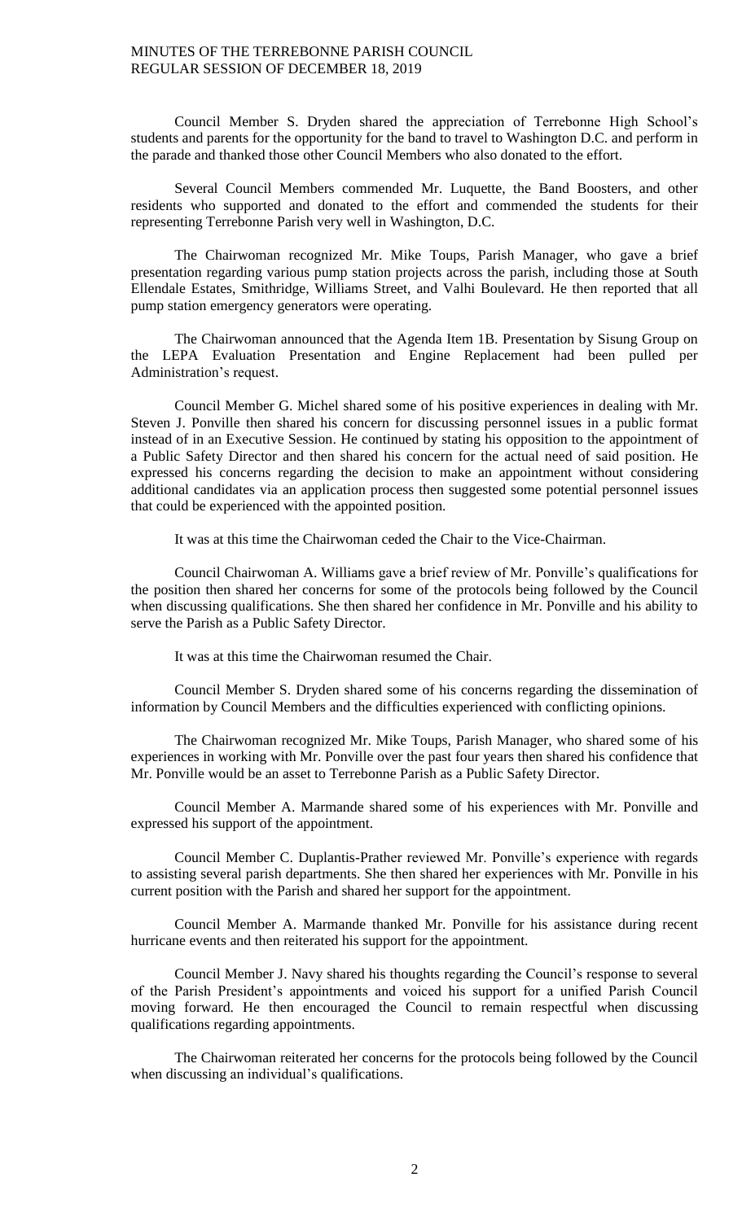Council Member S. Dryden shared the appreciation of Terrebonne High School's students and parents for the opportunity for the band to travel to Washington D.C. and perform in the parade and thanked those other Council Members who also donated to the effort.

Several Council Members commended Mr. Luquette, the Band Boosters, and other residents who supported and donated to the effort and commended the students for their representing Terrebonne Parish very well in Washington, D.C.

The Chairwoman recognized Mr. Mike Toups, Parish Manager, who gave a brief presentation regarding various pump station projects across the parish, including those at South Ellendale Estates, Smithridge, Williams Street, and Valhi Boulevard. He then reported that all pump station emergency generators were operating.

The Chairwoman announced that the Agenda Item 1B. Presentation by Sisung Group on the LEPA Evaluation Presentation and Engine Replacement had been pulled per Administration's request.

Council Member G. Michel shared some of his positive experiences in dealing with Mr. Steven J. Ponville then shared his concern for discussing personnel issues in a public format instead of in an Executive Session. He continued by stating his opposition to the appointment of a Public Safety Director and then shared his concern for the actual need of said position. He expressed his concerns regarding the decision to make an appointment without considering additional candidates via an application process then suggested some potential personnel issues that could be experienced with the appointed position.

It was at this time the Chairwoman ceded the Chair to the Vice-Chairman.

Council Chairwoman A. Williams gave a brief review of Mr. Ponville's qualifications for the position then shared her concerns for some of the protocols being followed by the Council when discussing qualifications. She then shared her confidence in Mr. Ponville and his ability to serve the Parish as a Public Safety Director.

It was at this time the Chairwoman resumed the Chair.

Council Member S. Dryden shared some of his concerns regarding the dissemination of information by Council Members and the difficulties experienced with conflicting opinions.

The Chairwoman recognized Mr. Mike Toups, Parish Manager, who shared some of his experiences in working with Mr. Ponville over the past four years then shared his confidence that Mr. Ponville would be an asset to Terrebonne Parish as a Public Safety Director.

Council Member A. Marmande shared some of his experiences with Mr. Ponville and expressed his support of the appointment.

Council Member C. Duplantis-Prather reviewed Mr. Ponville's experience with regards to assisting several parish departments. She then shared her experiences with Mr. Ponville in his current position with the Parish and shared her support for the appointment.

Council Member A. Marmande thanked Mr. Ponville for his assistance during recent hurricane events and then reiterated his support for the appointment.

Council Member J. Navy shared his thoughts regarding the Council's response to several of the Parish President's appointments and voiced his support for a unified Parish Council moving forward. He then encouraged the Council to remain respectful when discussing qualifications regarding appointments.

The Chairwoman reiterated her concerns for the protocols being followed by the Council when discussing an individual's qualifications.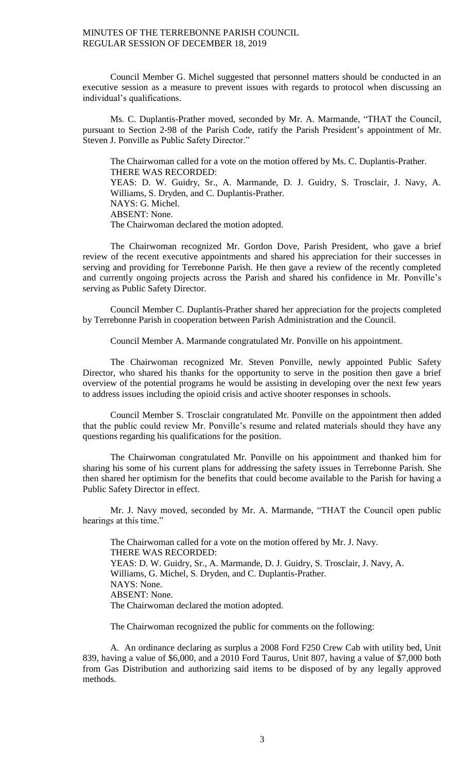Council Member G. Michel suggested that personnel matters should be conducted in an executive session as a measure to prevent issues with regards to protocol when discussing an individual's qualifications.

Ms. C. Duplantis-Prather moved, seconded by Mr. A. Marmande, "THAT the Council, pursuant to Section 2-98 of the Parish Code, ratify the Parish President's appointment of Mr. Steven J. Ponville as Public Safety Director."

The Chairwoman called for a vote on the motion offered by Ms. C. Duplantis-Prather.
THERE WAS RECORDED:
YEAS: D. W. Guidry, Sr., A. Marmande, D. J. Guidry, S. Trosclair, J. Navy, A. Williams, S. Dryden, and C. Duplantis-Prather.
NAYS: G. Michel.
ABSENT: None.
The Chairwoman declared the motion adopted.

The Chairwoman recognized Mr. Gordon Dove, Parish President, who gave a brief review of the recent executive appointments and shared his appreciation for their successes in serving and providing for Terrebonne Parish. He then gave a review of the recently completed and currently ongoing projects across the Parish and shared his confidence in Mr. Ponville's serving as Public Safety Director.

Council Member C. Duplantis-Prather shared her appreciation for the projects completed by Terrebonne Parish in cooperation between Parish Administration and the Council.

Council Member A. Marmande congratulated Mr. Ponville on his appointment.

The Chairwoman recognized Mr. Steven Ponville, newly appointed Public Safety Director, who shared his thanks for the opportunity to serve in the position then gave a brief overview of the potential programs he would be assisting in developing over the next few years to address issues including the opioid crisis and active shooter responses in schools.

Council Member S. Trosclair congratulated Mr. Ponville on the appointment then added that the public could review Mr. Ponville's resume and related materials should they have any questions regarding his qualifications for the position.

The Chairwoman congratulated Mr. Ponville on his appointment and thanked him for sharing his some of his current plans for addressing the safety issues in Terrebonne Parish. She then shared her optimism for the benefits that could become available to the Parish for having a Public Safety Director in effect.

Mr. J. Navy moved, seconded by Mr. A. Marmande, "THAT the Council open public hearings at this time."

The Chairwoman called for a vote on the motion offered by Mr. J. Navy.
THERE WAS RECORDED:
YEAS: D. W. Guidry, Sr., A. Marmande, D. J. Guidry, S. Trosclair, J. Navy, A. Williams, G. Michel, S. Dryden, and C. Duplantis-Prather.
NAYS: None.
ABSENT: None.
The Chairwoman declared the motion adopted.

The Chairwoman recognized the public for comments on the following:

A. An ordinance declaring as surplus a 2008 Ford F250 Crew Cab with utility bed, Unit 839, having a value of $6,000, and a 2010 Ford Taurus, Unit 807, having a value of $7,000 both from Gas Distribution and authorizing said items to be disposed of by any legally approved methods.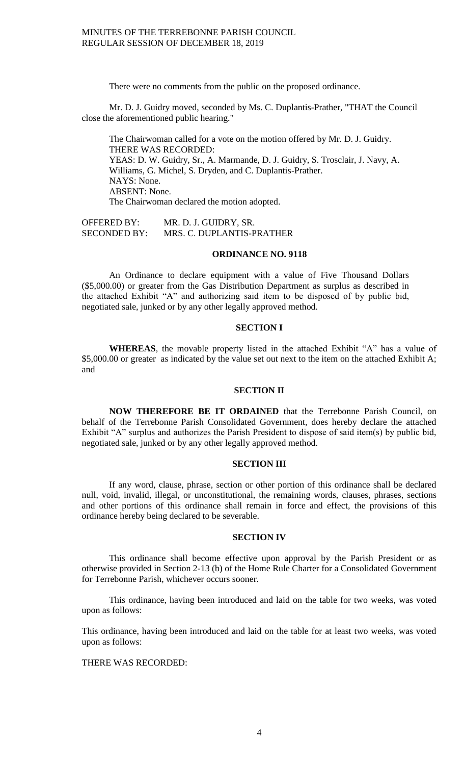There were no comments from the public on the proposed ordinance.

Mr. D. J. Guidry moved, seconded by Ms. C. Duplantis-Prather, "THAT the Council close the aforementioned public hearing."

The Chairwoman called for a vote on the motion offered by Mr. D. J. Guidry.
THERE WAS RECORDED:
YEAS: D. W. Guidry, Sr., A. Marmande, D. J. Guidry, S. Trosclair, J. Navy, A. Williams, G. Michel, S. Dryden, and C. Duplantis-Prather.
NAYS: None.
ABSENT: None.
The Chairwoman declared the motion adopted.

OFFERED BY: MR. D. J. GUIDRY, SR.
SECONDED BY: MRS. C. DUPLANTIS-PRATHER

## ORDINANCE NO. 9118

An Ordinance to declare equipment with a value of Five Thousand Dollars ($5,000.00) or greater from the Gas Distribution Department as surplus as described in the attached Exhibit "A" and authorizing said item to be disposed of by public bid, negotiated sale, junked or by any other legally approved method.

### SECTION I

**WHEREAS**, the movable property listed in the attached Exhibit "A" has a value of $5,000.00 or greater as indicated by the value set out next to the item on the attached Exhibit A; and

### SECTION II

**NOW THEREFORE BE IT ORDAINED** that the Terrebonne Parish Council, on behalf of the Terrebonne Parish Consolidated Government, does hereby declare the attached Exhibit "A" surplus and authorizes the Parish President to dispose of said item(s) by public bid, negotiated sale, junked or by any other legally approved method.

### SECTION III

If any word, clause, phrase, section or other portion of this ordinance shall be declared null, void, invalid, illegal, or unconstitutional, the remaining words, clauses, phrases, sections and other portions of this ordinance shall remain in force and effect, the provisions of this ordinance hereby being declared to be severable.

### SECTION IV

This ordinance shall become effective upon approval by the Parish President or as otherwise provided in Section 2-13 (b) of the Home Rule Charter for a Consolidated Government for Terrebonne Parish, whichever occurs sooner.

This ordinance, having been introduced and laid on the table for two weeks, was voted upon as follows:

This ordinance, having been introduced and laid on the table for at least two weeks, was voted upon as follows:

THERE WAS RECORDED: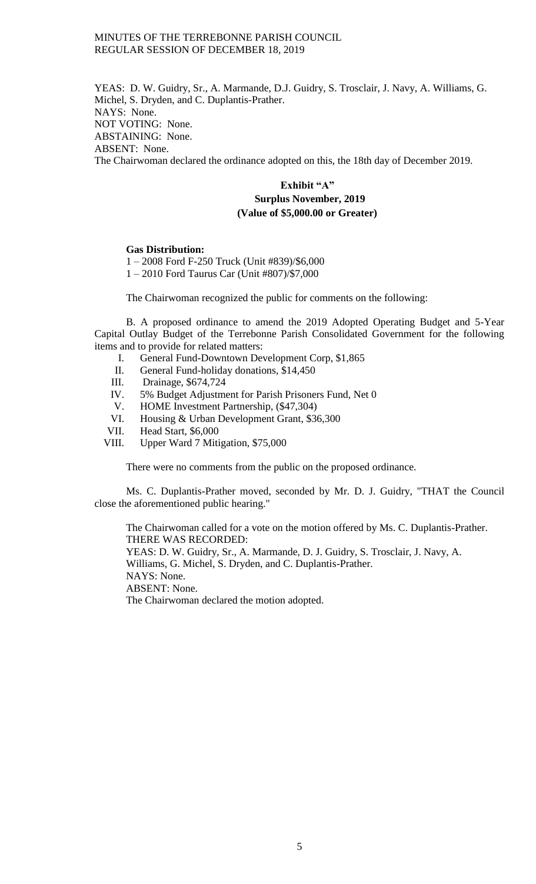YEAS: D. W. Guidry, Sr., A. Marmande, D.J. Guidry, S. Trosclair, J. Navy, A. Williams, G. Michel, S. Dryden, and C. Duplantis-Prather.
NAYS: None.
NOT VOTING: None.
ABSTAINING: None.
ABSENT: None.
The Chairwoman declared the ordinance adopted on this, the 18th day of December 2019.

**Exhibit "A"**
**Surplus November, 2019**
**(Value of $5,000.00 or Greater)**

**Gas Distribution:**
1 – 2008 Ford F-250 Truck (Unit #839)/$6,000
1 – 2010 Ford Taurus Car (Unit #807)/$7,000

The Chairwoman recognized the public for comments on the following:

B. A proposed ordinance to amend the 2019 Adopted Operating Budget and 5-Year Capital Outlay Budget of the Terrebonne Parish Consolidated Government for the following items and to provide for related matters:

I. General Fund-Downtown Development Corp, $1,865
II. General Fund-holiday donations, $14,450
III. Drainage, $674,724
IV. 5% Budget Adjustment for Parish Prisoners Fund, Net 0
V. HOME Investment Partnership, ($47,304)
VI. Housing & Urban Development Grant, $36,300
VII. Head Start, $6,000
VIII. Upper Ward 7 Mitigation, $75,000

There were no comments from the public on the proposed ordinance.

Ms. C. Duplantis-Prather moved, seconded by Mr. D. J. Guidry, "THAT the Council close the aforementioned public hearing."

The Chairwoman called for a vote on the motion offered by Ms. C. Duplantis-Prather.
THERE WAS RECORDED:
YEAS: D. W. Guidry, Sr., A. Marmande, D. J. Guidry, S. Trosclair, J. Navy, A. Williams, G. Michel, S. Dryden, and C. Duplantis-Prather.
NAYS: None.
ABSENT: None.
The Chairwoman declared the motion adopted.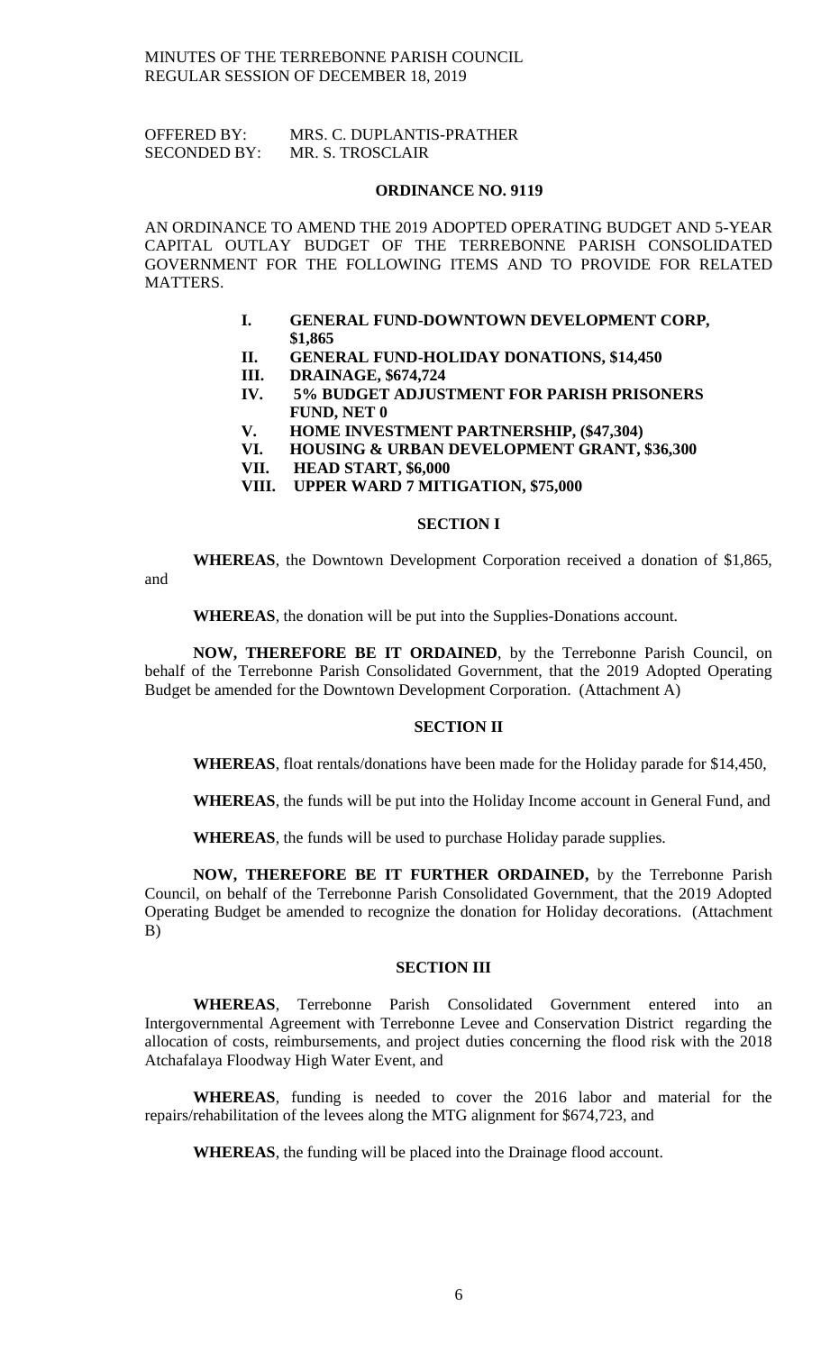OFFERED BY: MRS. C. DUPLANTIS-PRATHER
SECONDED BY: MR. S. TROSCLAIR

**ORDINANCE NO. 9119**

AN ORDINANCE TO AMEND THE 2019 ADOPTED OPERATING BUDGET AND 5-YEAR CAPITAL OUTLAY BUDGET OF THE TERREBONNE PARISH CONSOLIDATED GOVERNMENT FOR THE FOLLOWING ITEMS AND TO PROVIDE FOR RELATED MATTERS.

- **I. GENERAL FUND-DOWNTOWN DEVELOPMENT CORP, $1,865**
- **II. GENERAL FUND-HOLIDAY DONATIONS, $14,450**
- **III. DRAINAGE, $674,724**
- **IV. 5% BUDGET ADJUSTMENT FOR PARISH PRISONERS FUND, NET 0**
- **V. HOME INVESTMENT PARTNERSHIP, ($47,304)**
- **VI. HOUSING & URBAN DEVELOPMENT GRANT, $36,300**
- **VII. HEAD START, $6,000**
- **VIII. UPPER WARD 7 MITIGATION, $75,000**

**SECTION I**

**WHEREAS**, the Downtown Development Corporation received a donation of $1,865, and

**WHEREAS**, the donation will be put into the Supplies-Donations account.

**NOW, THEREFORE BE IT ORDAINED**, by the Terrebonne Parish Council, on behalf of the Terrebonne Parish Consolidated Government, that the 2019 Adopted Operating Budget be amended for the Downtown Development Corporation. (Attachment A)

**SECTION II**

**WHEREAS**, float rentals/donations have been made for the Holiday parade for $14,450,

**WHEREAS**, the funds will be put into the Holiday Income account in General Fund, and

**WHEREAS**, the funds will be used to purchase Holiday parade supplies.

**NOW, THEREFORE BE IT FURTHER ORDAINED,** by the Terrebonne Parish Council, on behalf of the Terrebonne Parish Consolidated Government, that the 2019 Adopted Operating Budget be amended to recognize the donation for Holiday decorations. (Attachment B)

**SECTION III**

**WHEREAS**, Terrebonne Parish Consolidated Government entered into an Intergovernmental Agreement with Terrebonne Levee and Conservation District regarding the allocation of costs, reimbursements, and project duties concerning the flood risk with the 2018 Atchafalaya Floodway High Water Event, and

**WHEREAS**, funding is needed to cover the 2016 labor and material for the repairs/rehabilitation of the levees along the MTG alignment for $674,723, and

**WHEREAS**, the funding will be placed into the Drainage flood account.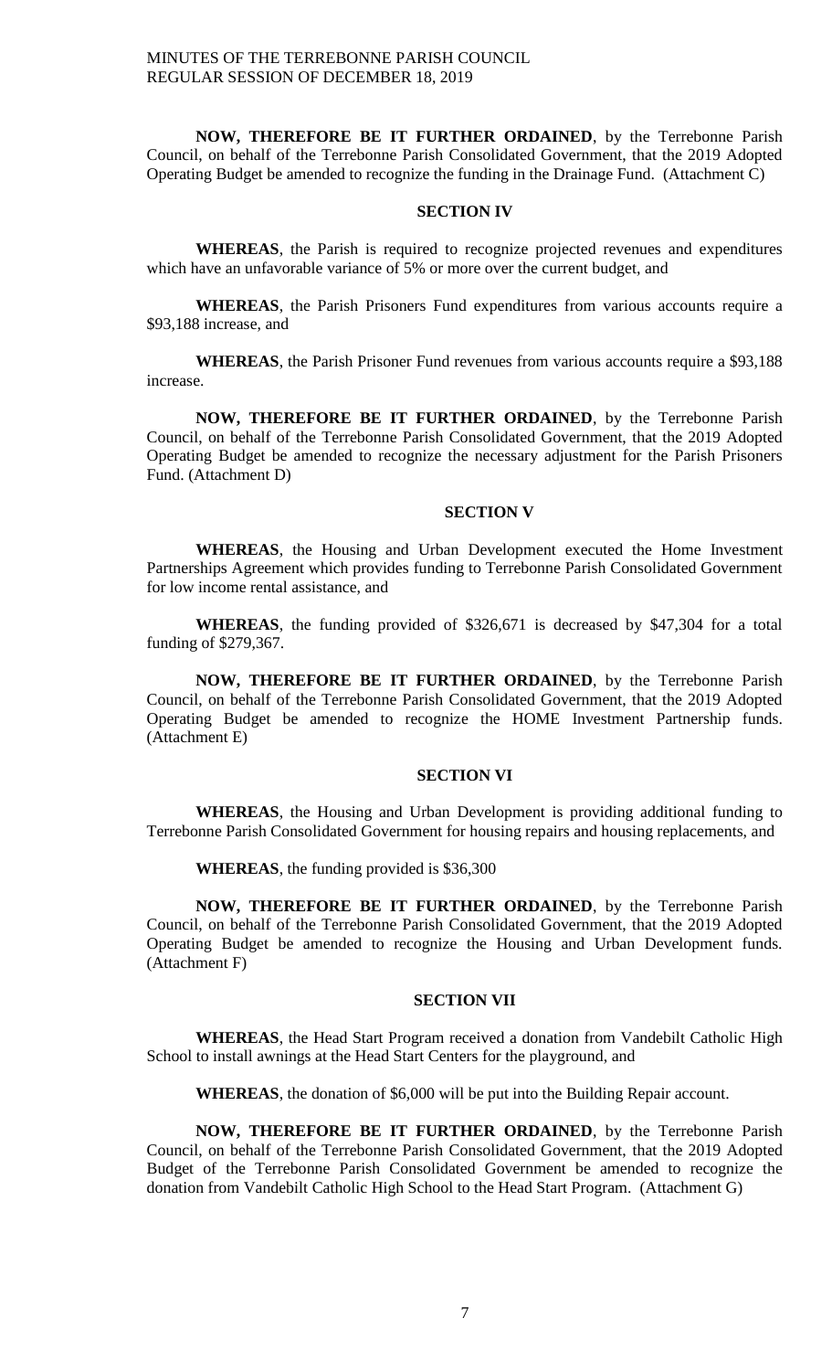**NOW, THEREFORE BE IT FURTHER ORDAINED**, by the Terrebonne Parish Council, on behalf of the Terrebonne Parish Consolidated Government, that the 2019 Adopted Operating Budget be amended to recognize the funding in the Drainage Fund. (Attachment C)

**SECTION IV**

**WHEREAS**, the Parish is required to recognize projected revenues and expenditures which have an unfavorable variance of 5% or more over the current budget, and

**WHEREAS**, the Parish Prisoners Fund expenditures from various accounts require a \$93,188 increase, and

**WHEREAS**, the Parish Prisoner Fund revenues from various accounts require a \$93,188 increase.

**NOW, THEREFORE BE IT FURTHER ORDAINED**, by the Terrebonne Parish Council, on behalf of the Terrebonne Parish Consolidated Government, that the 2019 Adopted Operating Budget be amended to recognize the necessary adjustment for the Parish Prisoners Fund. (Attachment D)

**SECTION V**

**WHEREAS**, the Housing and Urban Development executed the Home Investment Partnerships Agreement which provides funding to Terrebonne Parish Consolidated Government for low income rental assistance, and

**WHEREAS**, the funding provided of \$326,671 is decreased by \$47,304 for a total funding of \$279,367.

**NOW, THEREFORE BE IT FURTHER ORDAINED**, by the Terrebonne Parish Council, on behalf of the Terrebonne Parish Consolidated Government, that the 2019 Adopted Operating Budget be amended to recognize the HOME Investment Partnership funds. (Attachment E)

**SECTION VI**

**WHEREAS**, the Housing and Urban Development is providing additional funding to Terrebonne Parish Consolidated Government for housing repairs and housing replacements, and

**WHEREAS**, the funding provided is \$36,300

**NOW, THEREFORE BE IT FURTHER ORDAINED**, by the Terrebonne Parish Council, on behalf of the Terrebonne Parish Consolidated Government, that the 2019 Adopted Operating Budget be amended to recognize the Housing and Urban Development funds. (Attachment F)

**SECTION VII**

**WHEREAS**, the Head Start Program received a donation from Vandebilt Catholic High School to install awnings at the Head Start Centers for the playground, and

**WHEREAS**, the donation of \$6,000 will be put into the Building Repair account.

**NOW, THEREFORE BE IT FURTHER ORDAINED**, by the Terrebonne Parish Council, on behalf of the Terrebonne Parish Consolidated Government, that the 2019 Adopted Budget of the Terrebonne Parish Consolidated Government be amended to recognize the donation from Vandebilt Catholic High School to the Head Start Program. (Attachment G)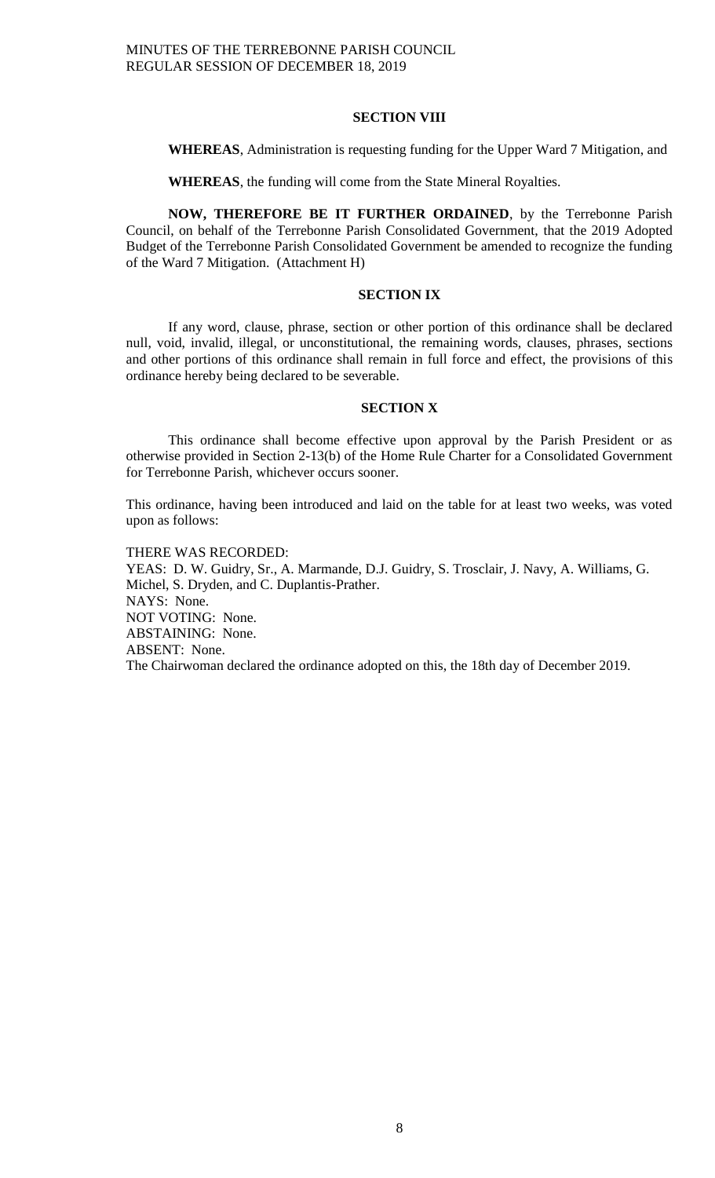## SECTION VIII

**WHEREAS**, Administration is requesting funding for the Upper Ward 7 Mitigation, and

**WHEREAS**, the funding will come from the State Mineral Royalties.

**NOW, THEREFORE BE IT FURTHER ORDAINED**, by the Terrebonne Parish Council, on behalf of the Terrebonne Parish Consolidated Government, that the 2019 Adopted Budget of the Terrebonne Parish Consolidated Government be amended to recognize the funding of the Ward 7 Mitigation. (Attachment H)

## SECTION IX

If any word, clause, phrase, section or other portion of this ordinance shall be declared null, void, invalid, illegal, or unconstitutional, the remaining words, clauses, phrases, sections and other portions of this ordinance shall remain in full force and effect, the provisions of this ordinance hereby being declared to be severable.

## SECTION X

This ordinance shall become effective upon approval by the Parish President or as otherwise provided in Section 2-13(b) of the Home Rule Charter for a Consolidated Government for Terrebonne Parish, whichever occurs sooner.

This ordinance, having been introduced and laid on the table for at least two weeks, was voted upon as follows:

THERE WAS RECORDED:
YEAS: D. W. Guidry, Sr., A. Marmande, D.J. Guidry, S. Trosclair, J. Navy, A. Williams, G. Michel, S. Dryden, and C. Duplantis-Prather.
NAYS: None.
NOT VOTING: None.
ABSTAINING: None.
ABSENT: None.
The Chairwoman declared the ordinance adopted on this, the 18th day of December 2019.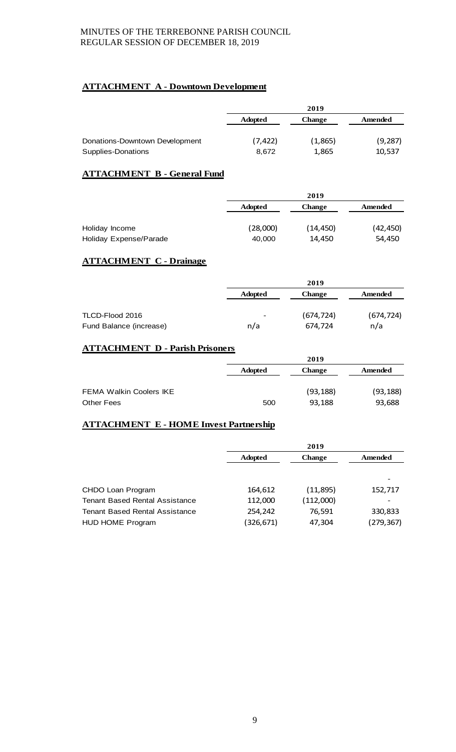## ATTACHMENT A - Downtown Development

| | 2019 | | |
|---|---|---|---|
| | Adopted | Change | Amended |
| Donations-Downtown Development | (7,422) | (1,865) | (9,287) |
| Supplies-Donations | 8,672 | 1,865 | 10,537 |

## ATTACHMENT B - General Fund

| | 2019 | | |
|---|---|---|---|
| | Adopted | Change | Amended |
| Holiday Income | (28,000) | (14,450) | (42,450) |
| Holiday Expense/Parade | 40,000 | 14,450 | 54,450 |

## ATTACHMENT C - Drainage

| | 2019 | | |
|---|---|---|---|
| | Adopted | Change | Amended |
| TLCD-Flood 2016 | - | (674,724) | (674,724) |
| Fund Balance (increase) | n/a | 674,724 | n/a |

## ATTACHMENT D - Parish Prisoners

| | 2019 | | |
|---|---|---|---|
| | Adopted | Change | Amended |
| FEMA Walkin Coolers IKE | | (93,188) | (93,188) |
| Other Fees | 500 | 93,188 | 93,688 |

## ATTACHMENT E - HOME Invest Partnership

| | 2019 | | |
|---|---|---|---|
| | Adopted | Change | Amended |
| | | | - |
| CHDO Loan Program | 164,612 | (11,895) | 152,717 |
| Tenant Based Rental Assistance | 112,000 | (112,000) | - |
| Tenant Based Rental Assistance | 254,242 | 76,591 | 330,833 |
| HUD HOME Program | (326,671) | 47,304 | (279,367) |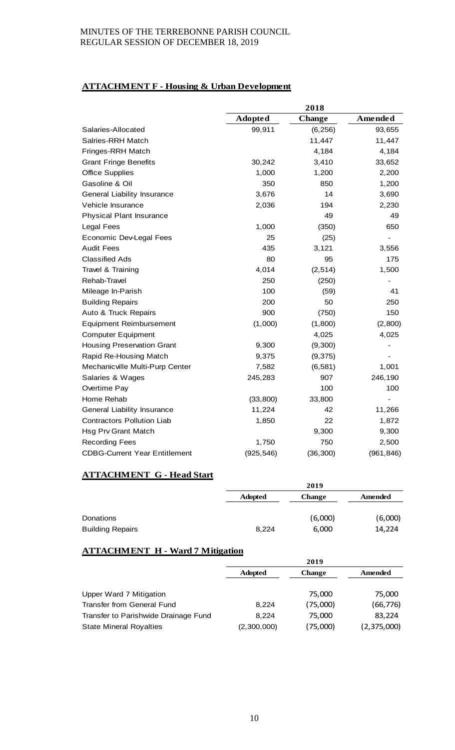## **ATTACHMENT F - Housing & Urban Development**

| | 2018 | | |
|---|---|---|---|
| | **Adopted** | **Change** | **Amended** |
| Salaries-Allocated | 99,911 | (6,256) | 93,655 |
| Salries-RRH Match | | 11,447 | 11,447 |
| Fringes-RRH Match | | 4,184 | 4,184 |
| Grant Fringe Benefits | 30,242 | 3,410 | 33,652 |
| Office Supplies | 1,000 | 1,200 | 2,200 |
| Gasoline & Oil | 350 | 850 | 1,200 |
| General Liability Insurance | 3,676 | 14 | 3,690 |
| Vehicle Insurance | 2,036 | 194 | 2,230 |
| Physical Plant Insurance | | 49 | 49 |
| Legal Fees | 1,000 | (350) | 650 |
| Economic Dev-Legal Fees | 25 | (25) | - |
| Audit Fees | 435 | 3,121 | 3,556 |
| Classified Ads | 80 | 95 | 175 |
| Travel & Training | 4,014 | (2,514) | 1,500 |
| Rehab-Travel | 250 | (250) | - |
| Mileage In-Parish | 100 | (59) | 41 |
| Building Repairs | 200 | 50 | 250 |
| Auto & Truck Repairs | 900 | (750) | 150 |
| Equipment Reimbursement | (1,000) | (1,800) | (2,800) |
| Computer Equipment | | 4,025 | 4,025 |
| Housing Preservation Grant | 9,300 | (9,300) | - |
| Rapid Re-Housing Match | 9,375 | (9,375) | - |
| Mechanicville Multi-Purp Center | 7,582 | (6,581) | 1,001 |
| Salaries & Wages | 245,283 | 907 | 246,190 |
| Overtime Pay | | 100 | 100 |
| Home Rehab | (33,800) | 33,800 | - |
| General Liability Insurance | 11,224 | 42 | 11,266 |
| Contractors Pollution Liab | 1,850 | 22 | 1,872 |
| Hsg Prv Grant Match | | 9,300 | 9,300 |
| Recording Fees | 1,750 | 750 | 2,500 |
| CDBG-Current Year Entitlement | (925,546) | (36,300) | (961,846) |

## **ATTACHMENT G - Head Start**

| | 2019 | | |
|---|---|---|---|
| | **Adopted** | **Change** | **Amended** |
| Donations | | (6,000) | (6,000) |
| Building Repairs | 8,224 | 6,000 | 14,224 |

## **ATTACHMENT H - Ward 7 Mitigation**

| | 2019 | | |
|---|---|---|---|
| | **Adopted** | **Change** | **Amended** |
| Upper Ward 7 Mitigation | | 75,000 | 75,000 |
| Transfer from General Fund | 8,224 | (75,000) | (66,776) |
| Transfer to Parishwide Drainage Fund | 8,224 | 75,000 | 83,224 |
| State Mineral Royalties | (2,300,000) | (75,000) | (2,375,000) |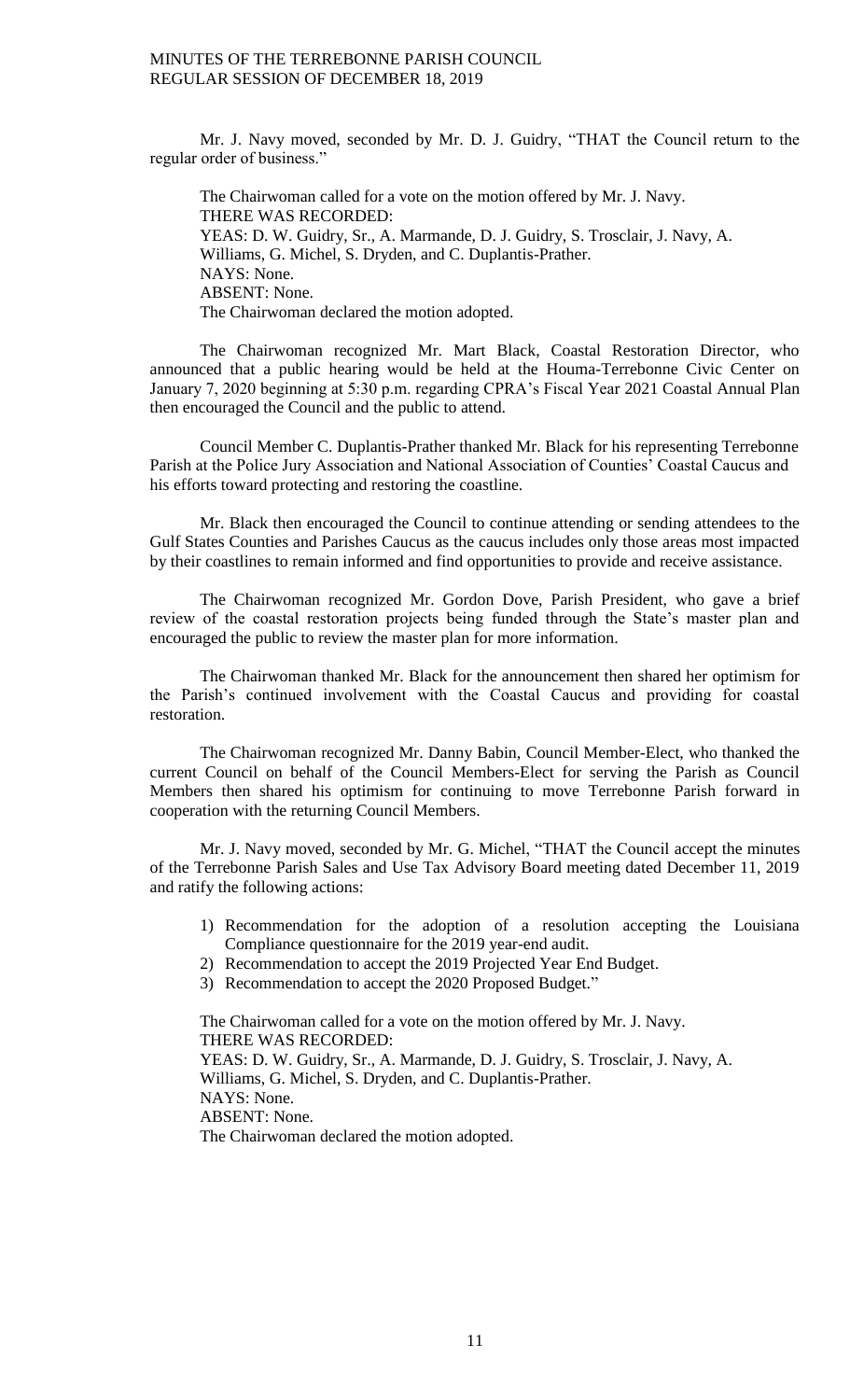Mr. J. Navy moved, seconded by Mr. D. J. Guidry, "THAT the Council return to the regular order of business."

The Chairwoman called for a vote on the motion offered by Mr. J. Navy.
THERE WAS RECORDED:
YEAS: D. W. Guidry, Sr., A. Marmande, D. J. Guidry, S. Trosclair, J. Navy, A. Williams, G. Michel, S. Dryden, and C. Duplantis-Prather.
NAYS: None.
ABSENT: None.
The Chairwoman declared the motion adopted.

The Chairwoman recognized Mr. Mart Black, Coastal Restoration Director, who announced that a public hearing would be held at the Houma-Terrebonne Civic Center on January 7, 2020 beginning at 5:30 p.m. regarding CPRA's Fiscal Year 2021 Coastal Annual Plan then encouraged the Council and the public to attend.

Council Member C. Duplantis-Prather thanked Mr. Black for his representing Terrebonne Parish at the Police Jury Association and National Association of Counties' Coastal Caucus and his efforts toward protecting and restoring the coastline.

Mr. Black then encouraged the Council to continue attending or sending attendees to the Gulf States Counties and Parishes Caucus as the caucus includes only those areas most impacted by their coastlines to remain informed and find opportunities to provide and receive assistance.

The Chairwoman recognized Mr. Gordon Dove, Parish President, who gave a brief review of the coastal restoration projects being funded through the State's master plan and encouraged the public to review the master plan for more information.

The Chairwoman thanked Mr. Black for the announcement then shared her optimism for the Parish's continued involvement with the Coastal Caucus and providing for coastal restoration.

The Chairwoman recognized Mr. Danny Babin, Council Member-Elect, who thanked the current Council on behalf of the Council Members-Elect for serving the Parish as Council Members then shared his optimism for continuing to move Terrebonne Parish forward in cooperation with the returning Council Members.

Mr. J. Navy moved, seconded by Mr. G. Michel, "THAT the Council accept the minutes of the Terrebonne Parish Sales and Use Tax Advisory Board meeting dated December 11, 2019 and ratify the following actions:

1) Recommendation for the adoption of a resolution accepting the Louisiana Compliance questionnaire for the 2019 year-end audit.
2) Recommendation to accept the 2019 Projected Year End Budget.
3) Recommendation to accept the 2020 Proposed Budget."

The Chairwoman called for a vote on the motion offered by Mr. J. Navy.
THERE WAS RECORDED:
YEAS: D. W. Guidry, Sr., A. Marmande, D. J. Guidry, S. Trosclair, J. Navy, A. Williams, G. Michel, S. Dryden, and C. Duplantis-Prather.
NAYS: None.
ABSENT: None.
The Chairwoman declared the motion adopted.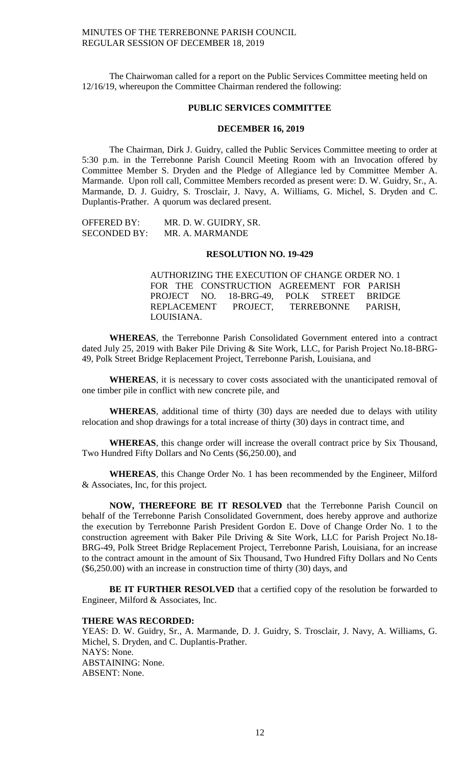The Chairwoman called for a report on the Public Services Committee meeting held on 12/16/19, whereupon the Committee Chairman rendered the following:

## PUBLIC SERVICES COMMITTEE

## DECEMBER 16, 2019

The Chairman, Dirk J. Guidry, called the Public Services Committee meeting to order at 5:30 p.m. in the Terrebonne Parish Council Meeting Room with an Invocation offered by Committee Member S. Dryden and the Pledge of Allegiance led by Committee Member A. Marmande. Upon roll call, Committee Members recorded as present were: D. W. Guidry, Sr., A. Marmande, D. J. Guidry, S. Trosclair, J. Navy, A. Williams, G. Michel, S. Dryden and C. Duplantis-Prather. A quorum was declared present.

OFFERED BY: MR. D. W. GUIDRY, SR.
SECONDED BY: MR. A. MARMANDE

## RESOLUTION NO. 19-429

AUTHORIZING THE EXECUTION OF CHANGE ORDER NO. 1 FOR THE CONSTRUCTION AGREEMENT FOR PARISH PROJECT NO. 18-BRG-49, POLK STREET BRIDGE REPLACEMENT PROJECT, TERREBONNE PARISH, LOUISIANA.

**WHEREAS**, the Terrebonne Parish Consolidated Government entered into a contract dated July 25, 2019 with Baker Pile Driving & Site Work, LLC, for Parish Project No.18-BRG-49, Polk Street Bridge Replacement Project, Terrebonne Parish, Louisiana, and

**WHEREAS**, it is necessary to cover costs associated with the unanticipated removal of one timber pile in conflict with new concrete pile, and

**WHEREAS**, additional time of thirty (30) days are needed due to delays with utility relocation and shop drawings for a total increase of thirty (30) days in contract time, and

**WHEREAS**, this change order will increase the overall contract price by Six Thousand, Two Hundred Fifty Dollars and No Cents ($6,250.00), and

**WHEREAS**, this Change Order No. 1 has been recommended by the Engineer, Milford & Associates, Inc, for this project.

**NOW, THEREFORE BE IT RESOLVED** that the Terrebonne Parish Council on behalf of the Terrebonne Parish Consolidated Government, does hereby approve and authorize the execution by Terrebonne Parish President Gordon E. Dove of Change Order No. 1 to the construction agreement with Baker Pile Driving & Site Work, LLC for Parish Project No.18-BRG-49, Polk Street Bridge Replacement Project, Terrebonne Parish, Louisiana, for an increase to the contract amount in the amount of Six Thousand, Two Hundred Fifty Dollars and No Cents ($6,250.00) with an increase in construction time of thirty (30) days, and

**BE IT FURTHER RESOLVED** that a certified copy of the resolution be forwarded to Engineer, Milford & Associates, Inc.

**THERE WAS RECORDED:**
YEAS: D. W. Guidry, Sr., A. Marmande, D. J. Guidry, S. Trosclair, J. Navy, A. Williams, G. Michel, S. Dryden, and C. Duplantis-Prather.
NAYS: None.
ABSTAINING: None.
ABSENT: None.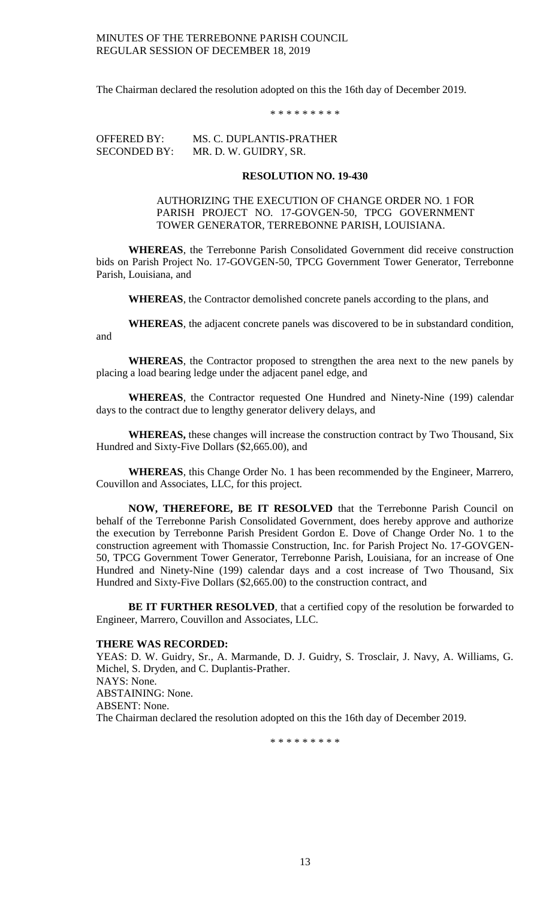The Chairman declared the resolution adopted on this the 16th day of December 2019.

\* \* \* \* \* \* \* \* \*

OFFERED BY: MS. C. DUPLANTIS-PRATHER
SECONDED BY: MR. D. W. GUIDRY, SR.

**RESOLUTION NO. 19-430**

AUTHORIZING THE EXECUTION OF CHANGE ORDER NO. 1 FOR PARISH PROJECT NO. 17-GOVGEN-50, TPCG GOVERNMENT TOWER GENERATOR, TERREBONNE PARISH, LOUISIANA.

**WHEREAS**, the Terrebonne Parish Consolidated Government did receive construction bids on Parish Project No. 17-GOVGEN-50, TPCG Government Tower Generator, Terrebonne Parish, Louisiana, and

**WHEREAS**, the Contractor demolished concrete panels according to the plans, and

**WHEREAS**, the adjacent concrete panels was discovered to be in substandard condition, and

**WHEREAS**, the Contractor proposed to strengthen the area next to the new panels by placing a load bearing ledge under the adjacent panel edge, and

**WHEREAS**, the Contractor requested One Hundred and Ninety-Nine (199) calendar days to the contract due to lengthy generator delivery delays, and

**WHEREAS,** these changes will increase the construction contract by Two Thousand, Six Hundred and Sixty-Five Dollars ($2,665.00), and

**WHEREAS**, this Change Order No. 1 has been recommended by the Engineer, Marrero, Couvillon and Associates, LLC, for this project.

**NOW, THEREFORE, BE IT RESOLVED** that the Terrebonne Parish Council on behalf of the Terrebonne Parish Consolidated Government, does hereby approve and authorize the execution by Terrebonne Parish President Gordon E. Dove of Change Order No. 1 to the construction agreement with Thomassie Construction, Inc. for Parish Project No. 17-GOVGEN-50, TPCG Government Tower Generator, Terrebonne Parish, Louisiana, for an increase of One Hundred and Ninety-Nine (199) calendar days and a cost increase of Two Thousand, Six Hundred and Sixty-Five Dollars ($2,665.00) to the construction contract, and

**BE IT FURTHER RESOLVED**, that a certified copy of the resolution be forwarded to Engineer, Marrero, Couvillon and Associates, LLC.

**THERE WAS RECORDED:**

YEAS: D. W. Guidry, Sr., A. Marmande, D. J. Guidry, S. Trosclair, J. Navy, A. Williams, G. Michel, S. Dryden, and C. Duplantis-Prather.
NAYS: None.
ABSTAINING: None.
ABSENT: None.
The Chairman declared the resolution adopted on this the 16th day of December 2019.

\* \* \* \* \* \* \* \* \*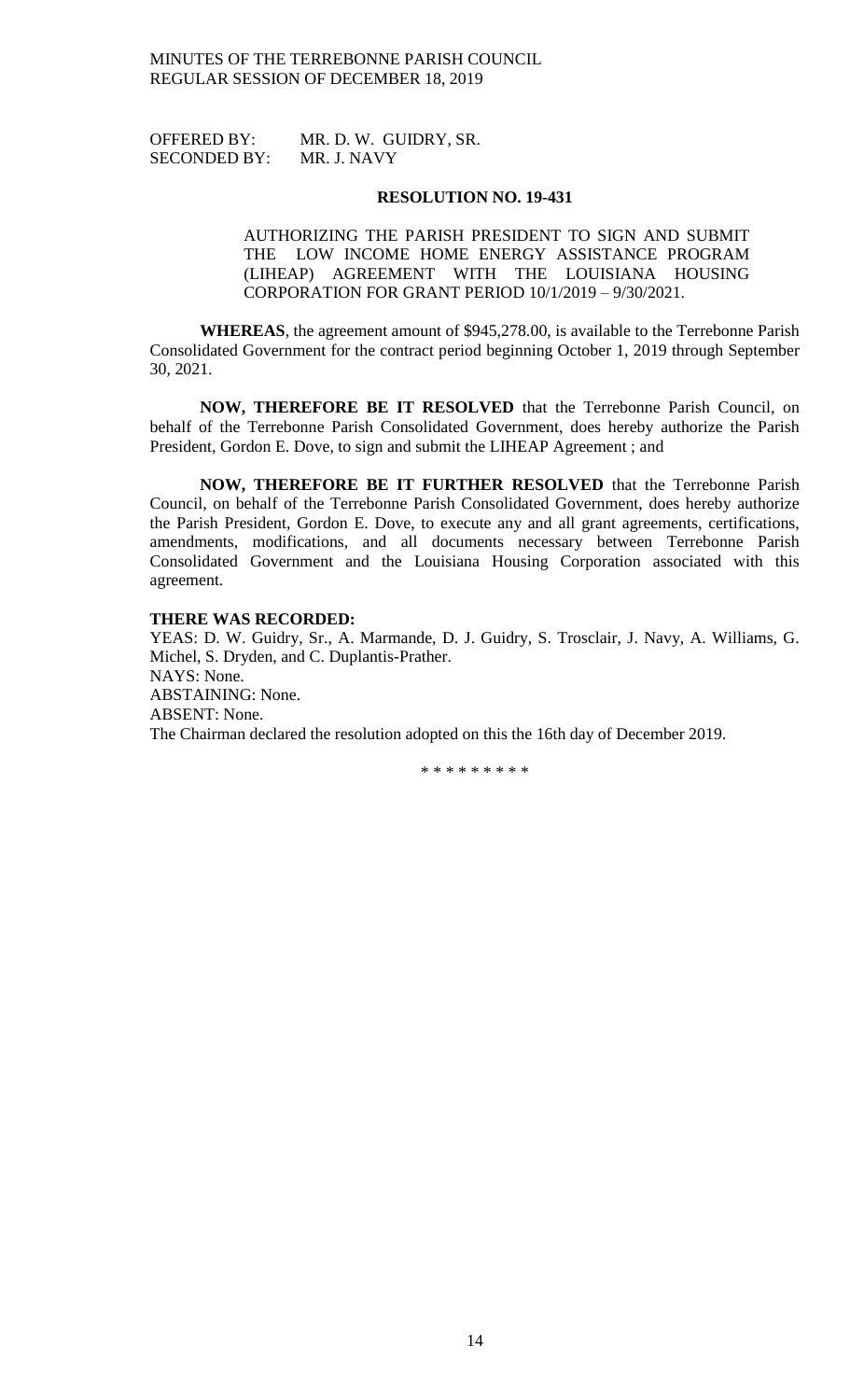OFFERED BY: MR. D. W. GUIDRY, SR.
SECONDED BY: MR. J. NAVY

**RESOLUTION NO. 19-431**

AUTHORIZING THE PARISH PRESIDENT TO SIGN AND SUBMIT THE LOW INCOME HOME ENERGY ASSISTANCE PROGRAM (LIHEAP) AGREEMENT WITH THE LOUISIANA HOUSING CORPORATION FOR GRANT PERIOD 10/1/2019 – 9/30/2021.

**WHEREAS**, the agreement amount of $945,278.00, is available to the Terrebonne Parish Consolidated Government for the contract period beginning October 1, 2019 through September 30, 2021.

**NOW, THEREFORE BE IT RESOLVED** that the Terrebonne Parish Council, on behalf of the Terrebonne Parish Consolidated Government, does hereby authorize the Parish President, Gordon E. Dove, to sign and submit the LIHEAP Agreement ; and

**NOW, THEREFORE BE IT FURTHER RESOLVED** that the Terrebonne Parish Council, on behalf of the Terrebonne Parish Consolidated Government, does hereby authorize the Parish President, Gordon E. Dove, to execute any and all grant agreements, certifications, amendments, modifications, and all documents necessary between Terrebonne Parish Consolidated Government and the Louisiana Housing Corporation associated with this agreement.

**THERE WAS RECORDED:**

YEAS: D. W. Guidry, Sr., A. Marmande, D. J. Guidry, S. Trosclair, J. Navy, A. Williams, G. Michel, S. Dryden, and C. Duplantis-Prather.
NAYS: None.
ABSTAINING: None.
ABSENT: None.
The Chairman declared the resolution adopted on this the 16th day of December 2019.

\* \* \* \* \* \* \* \* \*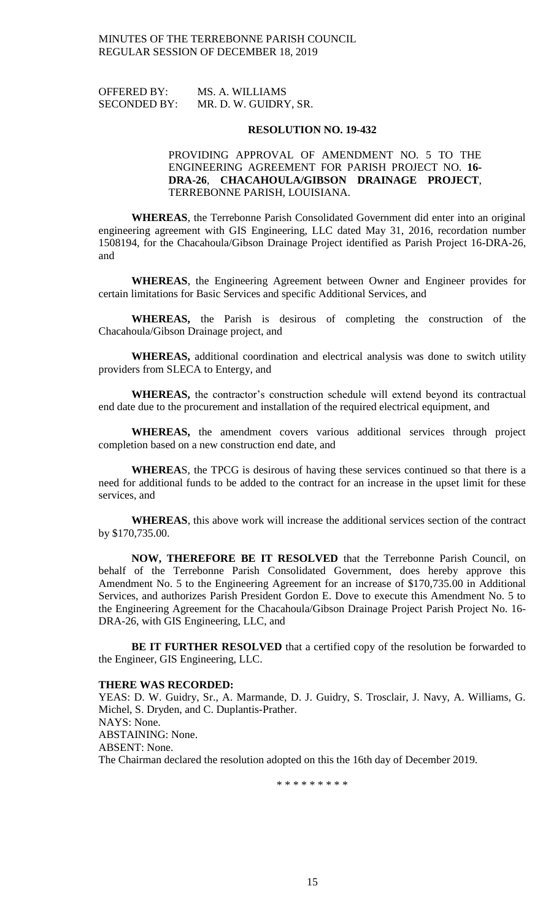OFFERED BY: MS. A. WILLIAMS
SECONDED BY: MR. D. W. GUIDRY, SR.

**RESOLUTION NO. 19-432**

PROVIDING APPROVAL OF AMENDMENT NO. 5 TO THE ENGINEERING AGREEMENT FOR PARISH PROJECT NO. **16-DRA-26**, **CHACAHOULA/GIBSON DRAINAGE PROJECT**, TERREBONNE PARISH, LOUISIANA.

**WHEREAS**, the Terrebonne Parish Consolidated Government did enter into an original engineering agreement with GIS Engineering, LLC dated May 31, 2016, recordation number 1508194, for the Chacahoula/Gibson Drainage Project identified as Parish Project 16-DRA-26, and

**WHEREAS**, the Engineering Agreement between Owner and Engineer provides for certain limitations for Basic Services and specific Additional Services, and

**WHEREAS,** the Parish is desirous of completing the construction of the Chacahoula/Gibson Drainage project, and

**WHEREAS,** additional coordination and electrical analysis was done to switch utility providers from SLECA to Entergy, and

**WHEREAS,** the contractor's construction schedule will extend beyond its contractual end date due to the procurement and installation of the required electrical equipment, and

**WHEREAS,** the amendment covers various additional services through project completion based on a new construction end date, and

**WHEREA**S, the TPCG is desirous of having these services continued so that there is a need for additional funds to be added to the contract for an increase in the upset limit for these services, and

**WHEREAS**, this above work will increase the additional services section of the contract by $170,735.00.

**NOW, THEREFORE BE IT RESOLVED** that the Terrebonne Parish Council, on behalf of the Terrebonne Parish Consolidated Government, does hereby approve this Amendment No. 5 to the Engineering Agreement for an increase of $170,735.00 in Additional Services, and authorizes Parish President Gordon E. Dove to execute this Amendment No. 5 to the Engineering Agreement for the Chacahoula/Gibson Drainage Project Parish Project No. 16-DRA-26, with GIS Engineering, LLC, and

**BE IT FURTHER RESOLVED** that a certified copy of the resolution be forwarded to the Engineer, GIS Engineering, LLC.

**THERE WAS RECORDED:**
YEAS: D. W. Guidry, Sr., A. Marmande, D. J. Guidry, S. Trosclair, J. Navy, A. Williams, G. Michel, S. Dryden, and C. Duplantis-Prather.
NAYS: None.
ABSTAINING: None.
ABSENT: None.
The Chairman declared the resolution adopted on this the 16th day of December 2019.

\* \* \* \* \* \* \* \* \*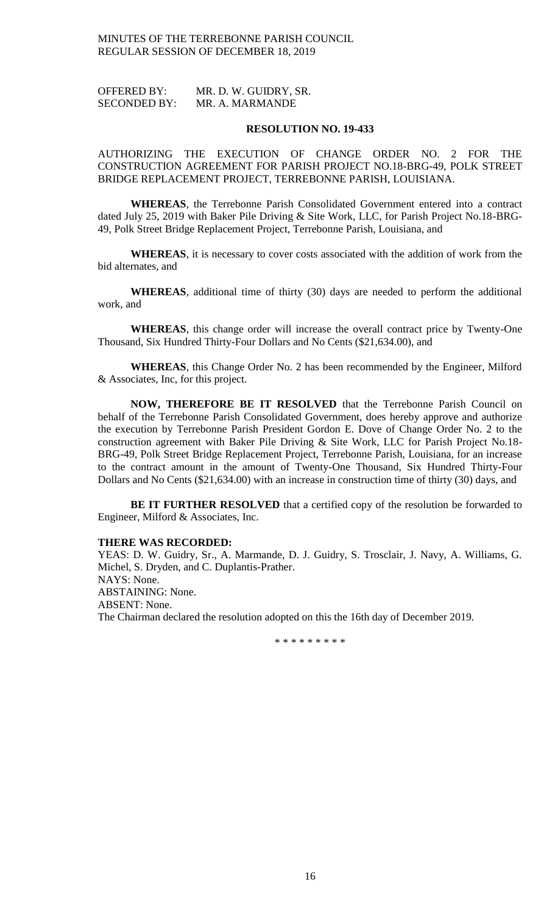OFFERED BY: MR. D. W. GUIDRY, SR.
SECONDED BY: MR. A. MARMANDE

**RESOLUTION NO. 19-433**

AUTHORIZING THE EXECUTION OF CHANGE ORDER NO. 2 FOR THE CONSTRUCTION AGREEMENT FOR PARISH PROJECT NO.18-BRG-49, POLK STREET BRIDGE REPLACEMENT PROJECT, TERREBONNE PARISH, LOUISIANA.

**WHEREAS**, the Terrebonne Parish Consolidated Government entered into a contract dated July 25, 2019 with Baker Pile Driving & Site Work, LLC, for Parish Project No.18-BRG-49, Polk Street Bridge Replacement Project, Terrebonne Parish, Louisiana, and

**WHEREAS**, it is necessary to cover costs associated with the addition of work from the bid alternates, and

**WHEREAS**, additional time of thirty (30) days are needed to perform the additional work, and

**WHEREAS**, this change order will increase the overall contract price by Twenty-One Thousand, Six Hundred Thirty-Four Dollars and No Cents ($21,634.00), and

**WHEREAS**, this Change Order No. 2 has been recommended by the Engineer, Milford & Associates, Inc, for this project.

**NOW, THEREFORE BE IT RESOLVED** that the Terrebonne Parish Council on behalf of the Terrebonne Parish Consolidated Government, does hereby approve and authorize the execution by Terrebonne Parish President Gordon E. Dove of Change Order No. 2 to the construction agreement with Baker Pile Driving & Site Work, LLC for Parish Project No.18-BRG-49, Polk Street Bridge Replacement Project, Terrebonne Parish, Louisiana, for an increase to the contract amount in the amount of Twenty-One Thousand, Six Hundred Thirty-Four Dollars and No Cents ($21,634.00) with an increase in construction time of thirty (30) days, and

**BE IT FURTHER RESOLVED** that a certified copy of the resolution be forwarded to Engineer, Milford & Associates, Inc.

**THERE WAS RECORDED:**
YEAS: D. W. Guidry, Sr., A. Marmande, D. J. Guidry, S. Trosclair, J. Navy, A. Williams, G. Michel, S. Dryden, and C. Duplantis-Prather.
NAYS: None.
ABSTAINING: None.
ABSENT: None.
The Chairman declared the resolution adopted on this the 16th day of December 2019.

\* \* \* \* \* \* \* \* \*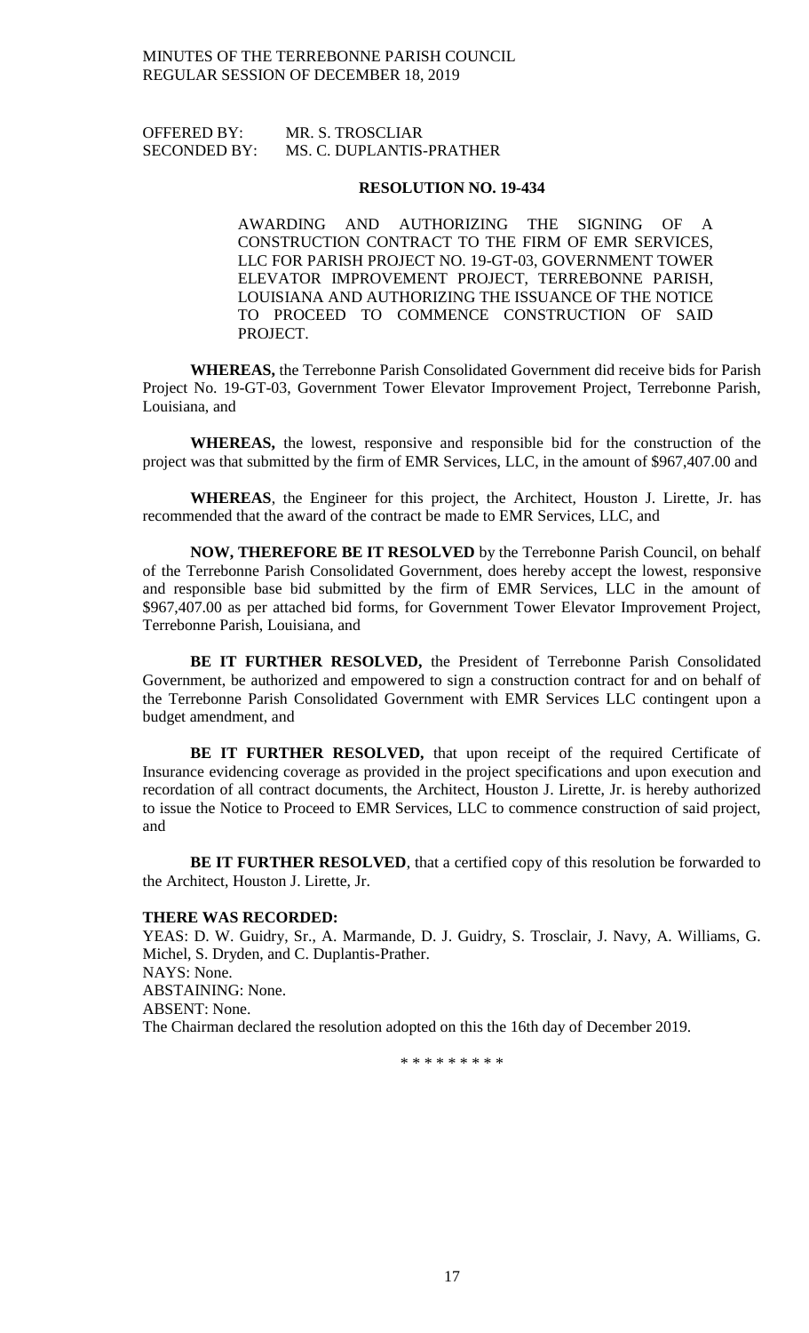OFFERED BY: MR. S. TROSCLIAR
SECONDED BY: MS. C. DUPLANTIS-PRATHER

**RESOLUTION NO. 19-434**

AWARDING AND AUTHORIZING THE SIGNING OF A CONSTRUCTION CONTRACT TO THE FIRM OF EMR SERVICES, LLC FOR PARISH PROJECT NO. 19-GT-03, GOVERNMENT TOWER ELEVATOR IMPROVEMENT PROJECT, TERREBONNE PARISH, LOUISIANA AND AUTHORIZING THE ISSUANCE OF THE NOTICE TO PROCEED TO COMMENCE CONSTRUCTION OF SAID PROJECT.

**WHEREAS,** the Terrebonne Parish Consolidated Government did receive bids for Parish Project No. 19-GT-03, Government Tower Elevator Improvement Project, Terrebonne Parish, Louisiana, and

**WHEREAS,** the lowest, responsive and responsible bid for the construction of the project was that submitted by the firm of EMR Services, LLC, in the amount of $967,407.00 and

**WHEREAS**, the Engineer for this project, the Architect, Houston J. Lirette, Jr. has recommended that the award of the contract be made to EMR Services, LLC, and

**NOW, THEREFORE BE IT RESOLVED** by the Terrebonne Parish Council, on behalf of the Terrebonne Parish Consolidated Government, does hereby accept the lowest, responsive and responsible base bid submitted by the firm of EMR Services, LLC in the amount of $967,407.00 as per attached bid forms, for Government Tower Elevator Improvement Project, Terrebonne Parish, Louisiana, and

**BE IT FURTHER RESOLVED,** the President of Terrebonne Parish Consolidated Government, be authorized and empowered to sign a construction contract for and on behalf of the Terrebonne Parish Consolidated Government with EMR Services LLC contingent upon a budget amendment, and

**BE IT FURTHER RESOLVED,** that upon receipt of the required Certificate of Insurance evidencing coverage as provided in the project specifications and upon execution and recordation of all contract documents, the Architect, Houston J. Lirette, Jr. is hereby authorized to issue the Notice to Proceed to EMR Services, LLC to commence construction of said project, and

**BE IT FURTHER RESOLVED**, that a certified copy of this resolution be forwarded to the Architect, Houston J. Lirette, Jr.

**THERE WAS RECORDED:**

YEAS: D. W. Guidry, Sr., A. Marmande, D. J. Guidry, S. Trosclair, J. Navy, A. Williams, G. Michel, S. Dryden, and C. Duplantis-Prather.

NAYS: None.

ABSTAINING: None.

ABSENT: None.

The Chairman declared the resolution adopted on this the 16th day of December 2019.

\* \* \* \* \* \* \* \* \*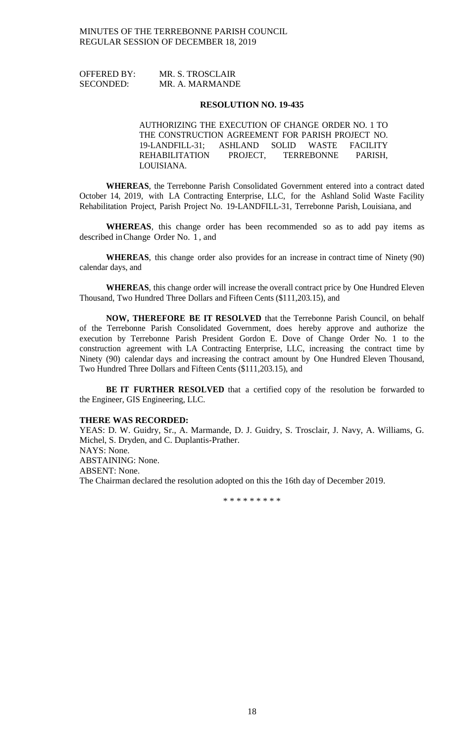OFFERED BY: MR. S. TROSCLAIR
SECONDED: MR. A. MARMANDE

**RESOLUTION NO. 19-435**

AUTHORIZING THE EXECUTION OF CHANGE ORDER NO. 1 TO THE CONSTRUCTION AGREEMENT FOR PARISH PROJECT NO. 19-LANDFILL-31; ASHLAND SOLID WASTE FACILITY REHABILITATION PROJECT, TERREBONNE PARISH, LOUISIANA.

**WHEREAS**, the Terrebonne Parish Consolidated Government entered into a contract dated October 14, 2019, with LA Contracting Enterprise, LLC, for the Ashland Solid Waste Facility Rehabilitation Project, Parish Project No. 19-LANDFILL-31, Terrebonne Parish, Louisiana, and

**WHEREAS**, this change order has been recommended so as to add pay items as described in Change Order No. 1, and

**WHEREAS**, this change order also provides for an increase in contract time of Ninety (90) calendar days, and

**WHEREAS**, this change order will increase the overall contract price by One Hundred Eleven Thousand, Two Hundred Three Dollars and Fifteen Cents ($111,203.15), and

**NOW, THEREFORE BE IT RESOLVED** that the Terrebonne Parish Council, on behalf of the Terrebonne Parish Consolidated Government, does hereby approve and authorize the execution by Terrebonne Parish President Gordon E. Dove of Change Order No. 1 to the construction agreement with LA Contracting Enterprise, LLC, increasing the contract time by Ninety (90) calendar days and increasing the contract amount by One Hundred Eleven Thousand, Two Hundred Three Dollars and Fifteen Cents ($111,203.15), and

**BE IT FURTHER RESOLVED** that a certified copy of the resolution be forwarded to the Engineer, GIS Engineering, LLC.

**THERE WAS RECORDED:**
YEAS: D. W. Guidry, Sr., A. Marmande, D. J. Guidry, S. Trosclair, J. Navy, A. Williams, G. Michel, S. Dryden, and C. Duplantis-Prather.
NAYS: None.
ABSTAINING: None.
ABSENT: None.
The Chairman declared the resolution adopted on this the 16th day of December 2019.

\* \* \* \* \* \* \* \* \*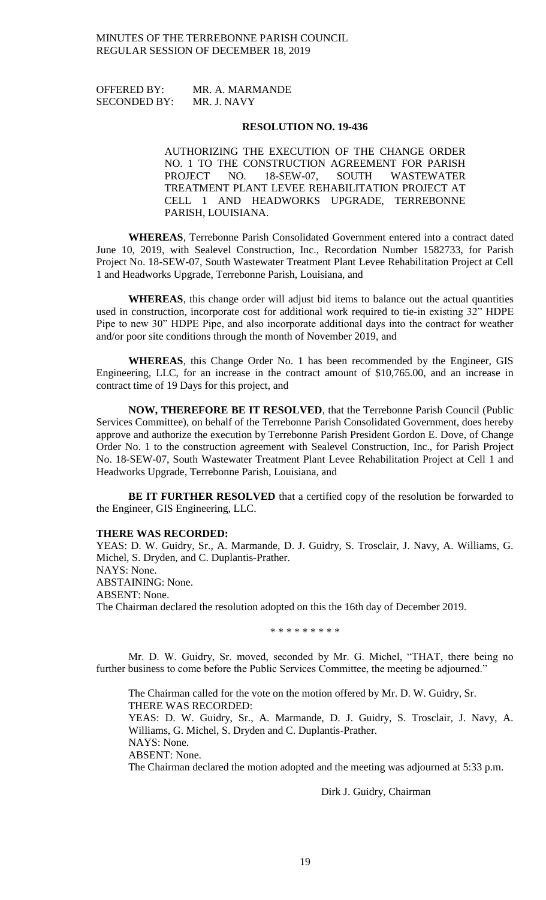OFFERED BY: MR. A. MARMANDE
SECONDED BY: MR. J. NAVY

**RESOLUTION NO. 19-436**

AUTHORIZING THE EXECUTION OF THE CHANGE ORDER NO. 1 TO THE CONSTRUCTION AGREEMENT FOR PARISH PROJECT NO. 18-SEW-07, SOUTH WASTEWATER TREATMENT PLANT LEVEE REHABILITATION PROJECT AT CELL 1 AND HEADWORKS UPGRADE, TERREBONNE PARISH, LOUISIANA.

**WHEREAS**, Terrebonne Parish Consolidated Government entered into a contract dated June 10, 2019, with Sealevel Construction, Inc., Recordation Number 1582733, for Parish Project No. 18-SEW-07, South Wastewater Treatment Plant Levee Rehabilitation Project at Cell 1 and Headworks Upgrade, Terrebonne Parish, Louisiana, and

**WHEREAS**, this change order will adjust bid items to balance out the actual quantities used in construction, incorporate cost for additional work required to tie-in existing 32" HDPE Pipe to new 30" HDPE Pipe, and also incorporate additional days into the contract for weather and/or poor site conditions through the month of November 2019, and

**WHEREAS**, this Change Order No. 1 has been recommended by the Engineer, GIS Engineering, LLC, for an increase in the contract amount of $10,765.00, and an increase in contract time of 19 Days for this project, and

**NOW, THEREFORE BE IT RESOLVED**, that the Terrebonne Parish Council (Public Services Committee), on behalf of the Terrebonne Parish Consolidated Government, does hereby approve and authorize the execution by Terrebonne Parish President Gordon E. Dove, of Change Order No. 1 to the construction agreement with Sealevel Construction, Inc., for Parish Project No. 18-SEW-07, South Wastewater Treatment Plant Levee Rehabilitation Project at Cell 1 and Headworks Upgrade, Terrebonne Parish, Louisiana, and

**BE IT FURTHER RESOLVED** that a certified copy of the resolution be forwarded to the Engineer, GIS Engineering, LLC.

**THERE WAS RECORDED:**

YEAS: D. W. Guidry, Sr., A. Marmande, D. J. Guidry, S. Trosclair, J. Navy, A. Williams, G. Michel, S. Dryden, and C. Duplantis-Prather.
NAYS: None.
ABSTAINING: None.
ABSENT: None.
The Chairman declared the resolution adopted on this the 16th day of December 2019.

\* \* \* \* \* \* \* \* \*

Mr. D. W. Guidry, Sr. moved, seconded by Mr. G. Michel, "THAT, there being no further business to come before the Public Services Committee, the meeting be adjourned."

The Chairman called for the vote on the motion offered by Mr. D. W. Guidry, Sr.
THERE WAS RECORDED:
YEAS: D. W. Guidry, Sr., A. Marmande, D. J. Guidry, S. Trosclair, J. Navy, A. Williams, G. Michel, S. Dryden and C. Duplantis-Prather.
NAYS: None.
ABSENT: None.
The Chairman declared the motion adopted and the meeting was adjourned at 5:33 p.m.

Dirk J. Guidry, Chairman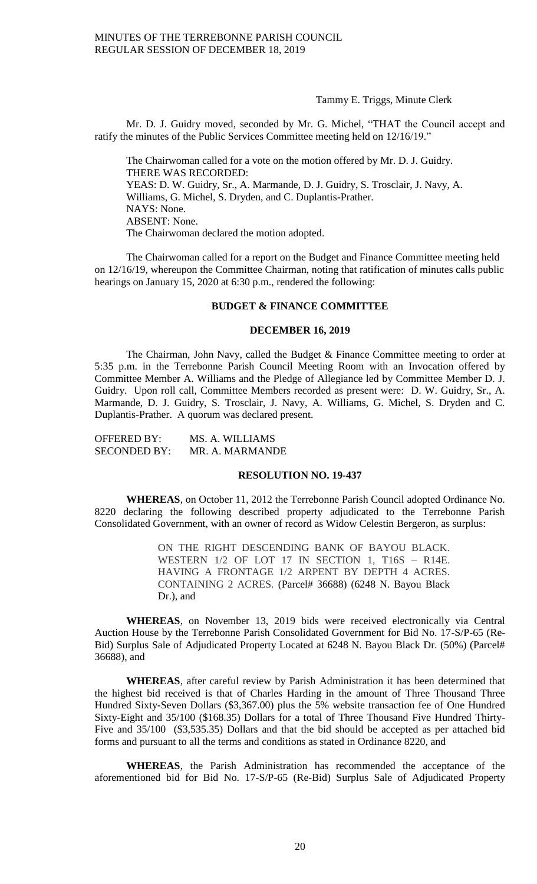Tammy E. Triggs, Minute Clerk

Mr. D. J. Guidry moved, seconded by Mr. G. Michel, "THAT the Council accept and ratify the minutes of the Public Services Committee meeting held on 12/16/19."

The Chairwoman called for a vote on the motion offered by Mr. D. J. Guidry.
THERE WAS RECORDED:
YEAS: D. W. Guidry, Sr., A. Marmande, D. J. Guidry, S. Trosclair, J. Navy, A. Williams, G. Michel, S. Dryden, and C. Duplantis-Prather.
NAYS: None.
ABSENT: None.
The Chairwoman declared the motion adopted.

The Chairwoman called for a report on the Budget and Finance Committee meeting held on 12/16/19, whereupon the Committee Chairman, noting that ratification of minutes calls public hearings on January 15, 2020 at 6:30 p.m., rendered the following:

## BUDGET & FINANCE COMMITTEE

### DECEMBER 16, 2019

The Chairman, John Navy, called the Budget & Finance Committee meeting to order at 5:35 p.m. in the Terrebonne Parish Council Meeting Room with an Invocation offered by Committee Member A. Williams and the Pledge of Allegiance led by Committee Member D. J. Guidry. Upon roll call, Committee Members recorded as present were: D. W. Guidry, Sr., A. Marmande, D. J. Guidry, S. Trosclair, J. Navy, A. Williams, G. Michel, S. Dryden and C. Duplantis-Prather. A quorum was declared present.

OFFERED BY: MS. A. WILLIAMS
SECONDED BY: MR. A. MARMANDE

### RESOLUTION NO. 19-437

**WHEREAS**, on October 11, 2012 the Terrebonne Parish Council adopted Ordinance No. 8220 declaring the following described property adjudicated to the Terrebonne Parish Consolidated Government, with an owner of record as Widow Celestin Bergeron, as surplus:

> ON THE RIGHT DESCENDING BANK OF BAYOU BLACK. WESTERN 1/2 OF LOT 17 IN SECTION 1, T16S – R14E. HAVING A FRONTAGE 1/2 ARPENT BY DEPTH 4 ACRES. CONTAINING 2 ACRES. (Parcel# 36688) (6248 N. Bayou Black Dr.), and

**WHEREAS**, on November 13, 2019 bids were received electronically via Central Auction House by the Terrebonne Parish Consolidated Government for Bid No. 17-S/P-65 (Re-Bid) Surplus Sale of Adjudicated Property Located at 6248 N. Bayou Black Dr. (50%) (Parcel# 36688), and

**WHEREAS**, after careful review by Parish Administration it has been determined that the highest bid received is that of Charles Harding in the amount of Three Thousand Three Hundred Sixty-Seven Dollars ($3,367.00) plus the 5% website transaction fee of One Hundred Sixty-Eight and 35/100 ($168.35) Dollars for a total of Three Thousand Five Hundred Thirty-Five and 35/100 ($3,535.35) Dollars and that the bid should be accepted as per attached bid forms and pursuant to all the terms and conditions as stated in Ordinance 8220, and

**WHEREAS**, the Parish Administration has recommended the acceptance of the aforementioned bid for Bid No. 17-S/P-65 (Re-Bid) Surplus Sale of Adjudicated Property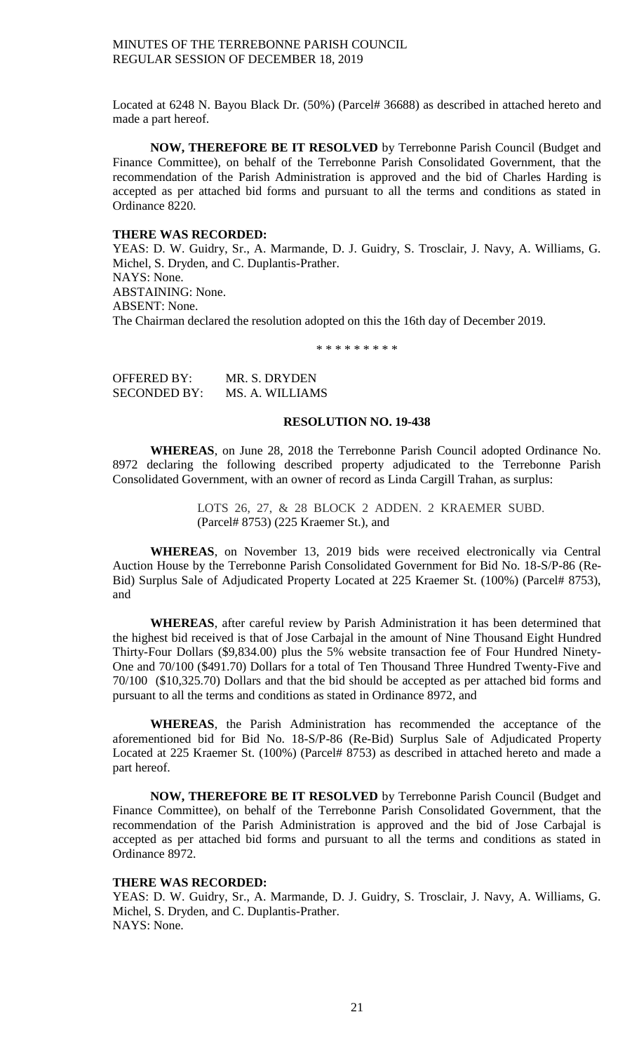Located at 6248 N. Bayou Black Dr. (50%) (Parcel# 36688) as described in attached hereto and made a part hereof.

**NOW, THEREFORE BE IT RESOLVED** by Terrebonne Parish Council (Budget and Finance Committee), on behalf of the Terrebonne Parish Consolidated Government, that the recommendation of the Parish Administration is approved and the bid of Charles Harding is accepted as per attached bid forms and pursuant to all the terms and conditions as stated in Ordinance 8220.

**THERE WAS RECORDED:**

YEAS: D. W. Guidry, Sr., A. Marmande, D. J. Guidry, S. Trosclair, J. Navy, A. Williams, G. Michel, S. Dryden, and C. Duplantis-Prather.
NAYS: None.
ABSTAINING: None.
ABSENT: None.
The Chairman declared the resolution adopted on this the 16th day of December 2019.

\* \* \* \* \* \* \* \* \*

OFFERED BY: MR. S. DRYDEN
SECONDED BY: MS. A. WILLIAMS

**RESOLUTION NO. 19-438**

**WHEREAS**, on June 28, 2018 the Terrebonne Parish Council adopted Ordinance No. 8972 declaring the following described property adjudicated to the Terrebonne Parish Consolidated Government, with an owner of record as Linda Cargill Trahan, as surplus:

LOTS 26, 27, & 28 BLOCK 2 ADDEN. 2 KRAEMER SUBD. (Parcel# 8753) (225 Kraemer St.), and

**WHEREAS**, on November 13, 2019 bids were received electronically via Central Auction House by the Terrebonne Parish Consolidated Government for Bid No. 18-S/P-86 (Re-Bid) Surplus Sale of Adjudicated Property Located at 225 Kraemer St. (100%) (Parcel# 8753), and

**WHEREAS**, after careful review by Parish Administration it has been determined that the highest bid received is that of Jose Carbajal in the amount of Nine Thousand Eight Hundred Thirty-Four Dollars ($9,834.00) plus the 5% website transaction fee of Four Hundred Ninety-One and 70/100 ($491.70) Dollars for a total of Ten Thousand Three Hundred Twenty-Five and 70/100 ($10,325.70) Dollars and that the bid should be accepted as per attached bid forms and pursuant to all the terms and conditions as stated in Ordinance 8972, and

**WHEREAS**, the Parish Administration has recommended the acceptance of the aforementioned bid for Bid No. 18-S/P-86 (Re-Bid) Surplus Sale of Adjudicated Property Located at 225 Kraemer St. (100%) (Parcel# 8753) as described in attached hereto and made a part hereof.

**NOW, THEREFORE BE IT RESOLVED** by Terrebonne Parish Council (Budget and Finance Committee), on behalf of the Terrebonne Parish Consolidated Government, that the recommendation of the Parish Administration is approved and the bid of Jose Carbajal is accepted as per attached bid forms and pursuant to all the terms and conditions as stated in Ordinance 8972.

**THERE WAS RECORDED:**

YEAS: D. W. Guidry, Sr., A. Marmande, D. J. Guidry, S. Trosclair, J. Navy, A. Williams, G. Michel, S. Dryden, and C. Duplantis-Prather.
NAYS: None.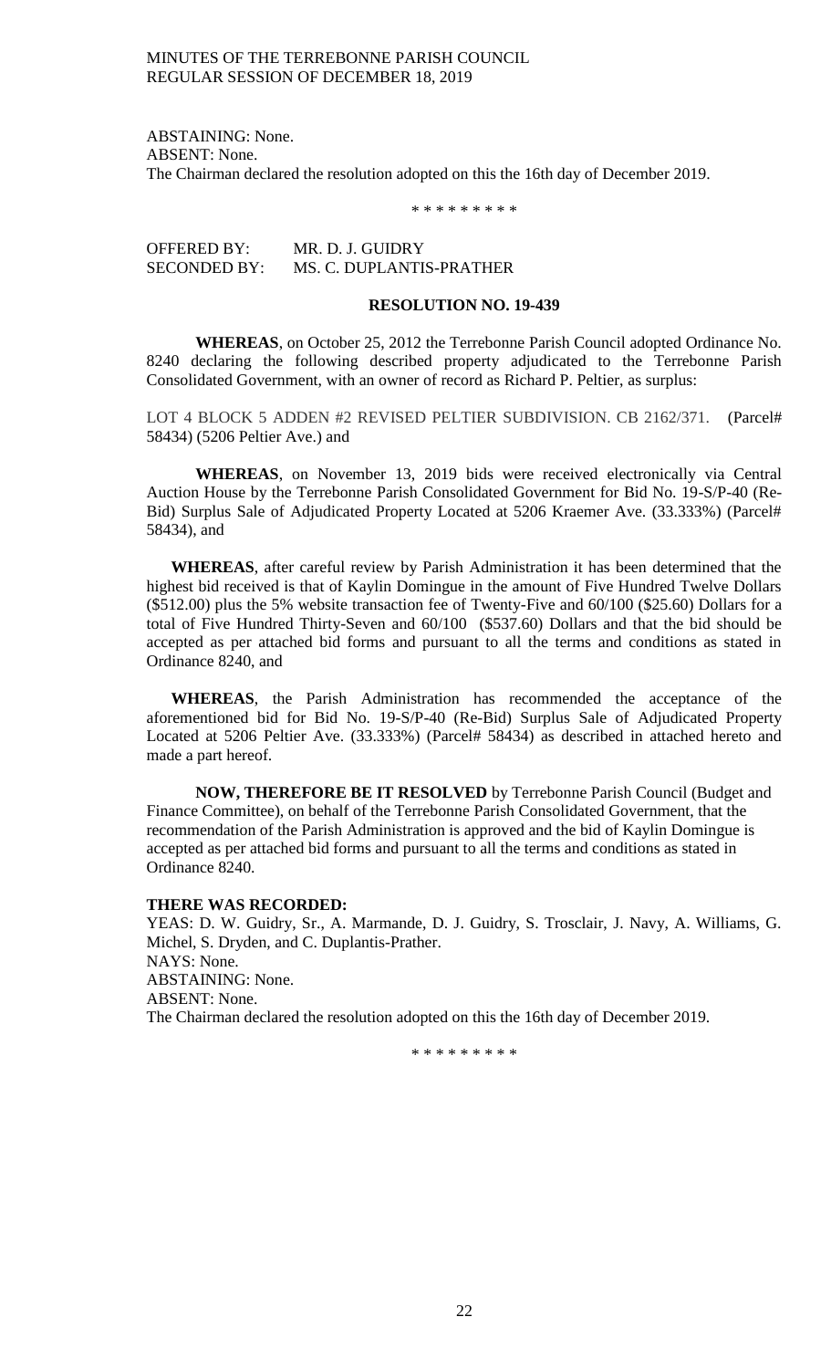ABSTAINING: None.
ABSENT: None.
The Chairman declared the resolution adopted on this the 16th day of December 2019.

\* \* \* \* \* \* \* \* \*

OFFERED BY: MR. D. J. GUIDRY
SECONDED BY: MS. C. DUPLANTIS-PRATHER

**RESOLUTION NO. 19-439**

**WHEREAS**, on October 25, 2012 the Terrebonne Parish Council adopted Ordinance No. 8240 declaring the following described property adjudicated to the Terrebonne Parish Consolidated Government, with an owner of record as Richard P. Peltier, as surplus:

LOT 4 BLOCK 5 ADDEN #2 REVISED PELTIER SUBDIVISION. CB 2162/371. (Parcel# 58434) (5206 Peltier Ave.) and

**WHEREAS**, on November 13, 2019 bids were received electronically via Central Auction House by the Terrebonne Parish Consolidated Government for Bid No. 19-S/P-40 (Re-Bid) Surplus Sale of Adjudicated Property Located at 5206 Kraemer Ave. (33.333%) (Parcel# 58434), and

**WHEREAS**, after careful review by Parish Administration it has been determined that the highest bid received is that of Kaylin Domingue in the amount of Five Hundred Twelve Dollars ($512.00) plus the 5% website transaction fee of Twenty-Five and 60/100 ($25.60) Dollars for a total of Five Hundred Thirty-Seven and 60/100 ($537.60) Dollars and that the bid should be accepted as per attached bid forms and pursuant to all the terms and conditions as stated in Ordinance 8240, and

**WHEREAS**, the Parish Administration has recommended the acceptance of the aforementioned bid for Bid No. 19-S/P-40 (Re-Bid) Surplus Sale of Adjudicated Property Located at 5206 Peltier Ave. (33.333%) (Parcel# 58434) as described in attached hereto and made a part hereof.

**NOW, THEREFORE BE IT RESOLVED** by Terrebonne Parish Council (Budget and Finance Committee), on behalf of the Terrebonne Parish Consolidated Government, that the recommendation of the Parish Administration is approved and the bid of Kaylin Domingue is accepted as per attached bid forms and pursuant to all the terms and conditions as stated in Ordinance 8240.

**THERE WAS RECORDED:**
YEAS: D. W. Guidry, Sr., A. Marmande, D. J. Guidry, S. Trosclair, J. Navy, A. Williams, G. Michel, S. Dryden, and C. Duplantis-Prather.
NAYS: None.
ABSTAINING: None.
ABSENT: None.
The Chairman declared the resolution adopted on this the 16th day of December 2019.

\* \* \* \* \* \* \* \* \*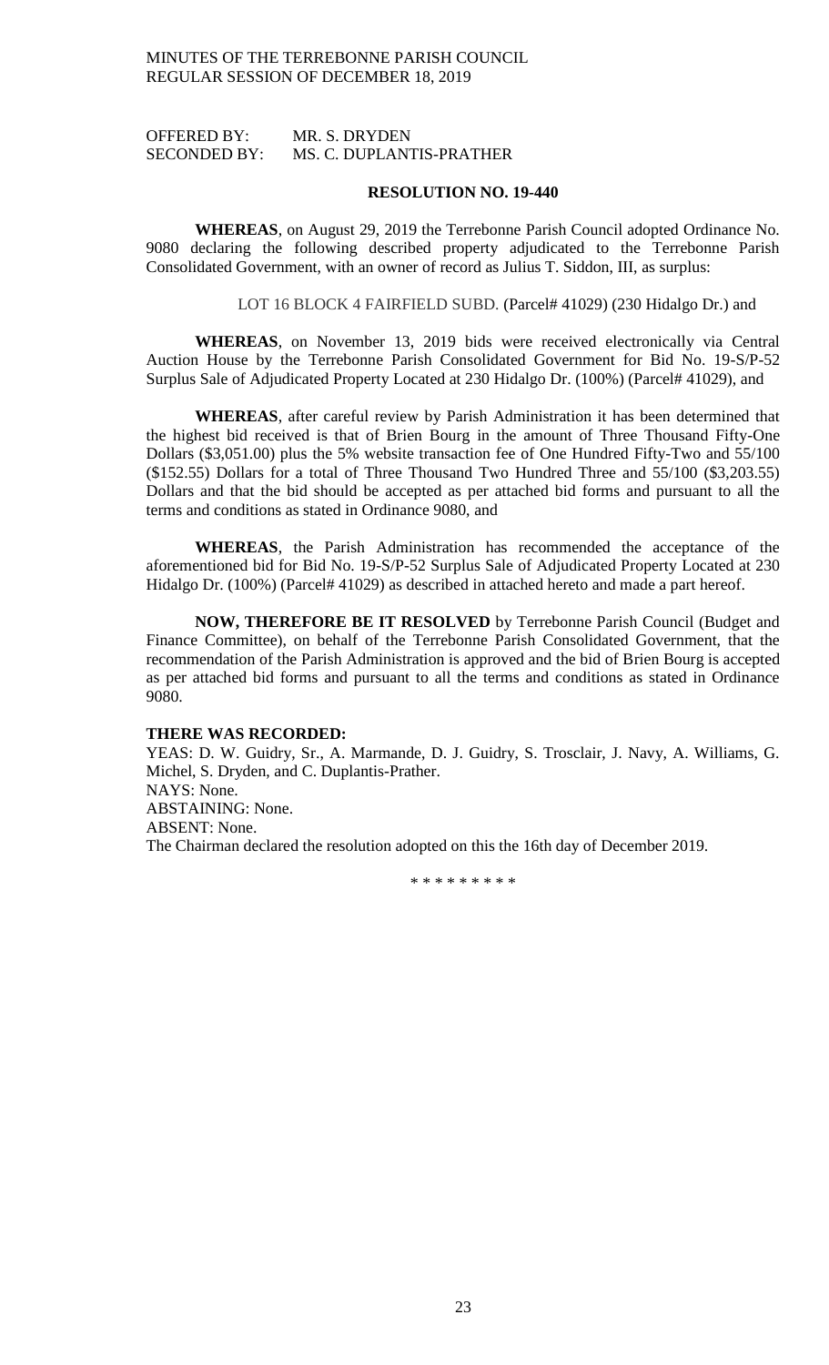OFFERED BY: MR. S. DRYDEN
SECONDED BY: MS. C. DUPLANTIS-PRATHER

**RESOLUTION NO. 19-440**

**WHEREAS**, on August 29, 2019 the Terrebonne Parish Council adopted Ordinance No. 9080 declaring the following described property adjudicated to the Terrebonne Parish Consolidated Government, with an owner of record as Julius T. Siddon, III, as surplus:

LOT 16 BLOCK 4 FAIRFIELD SUBD. (Parcel# 41029) (230 Hidalgo Dr.) and

**WHEREAS**, on November 13, 2019 bids were received electronically via Central Auction House by the Terrebonne Parish Consolidated Government for Bid No. 19-S/P-52 Surplus Sale of Adjudicated Property Located at 230 Hidalgo Dr. (100%) (Parcel# 41029), and

**WHEREAS**, after careful review by Parish Administration it has been determined that the highest bid received is that of Brien Bourg in the amount of Three Thousand Fifty-One Dollars ($3,051.00) plus the 5% website transaction fee of One Hundred Fifty-Two and 55/100 ($152.55) Dollars for a total of Three Thousand Two Hundred Three and 55/100 ($3,203.55) Dollars and that the bid should be accepted as per attached bid forms and pursuant to all the terms and conditions as stated in Ordinance 9080, and

**WHEREAS**, the Parish Administration has recommended the acceptance of the aforementioned bid for Bid No. 19-S/P-52 Surplus Sale of Adjudicated Property Located at 230 Hidalgo Dr. (100%) (Parcel# 41029) as described in attached hereto and made a part hereof.

**NOW, THEREFORE BE IT RESOLVED** by Terrebonne Parish Council (Budget and Finance Committee), on behalf of the Terrebonne Parish Consolidated Government, that the recommendation of the Parish Administration is approved and the bid of Brien Bourg is accepted as per attached bid forms and pursuant to all the terms and conditions as stated in Ordinance 9080.

**THERE WAS RECORDED:**

YEAS: D. W. Guidry, Sr., A. Marmande, D. J. Guidry, S. Trosclair, J. Navy, A. Williams, G. Michel, S. Dryden, and C. Duplantis-Prather.
NAYS: None.
ABSTAINING: None.
ABSENT: None.
The Chairman declared the resolution adopted on this the 16th day of December 2019.

\* \* \* \* \* \* \* \* \*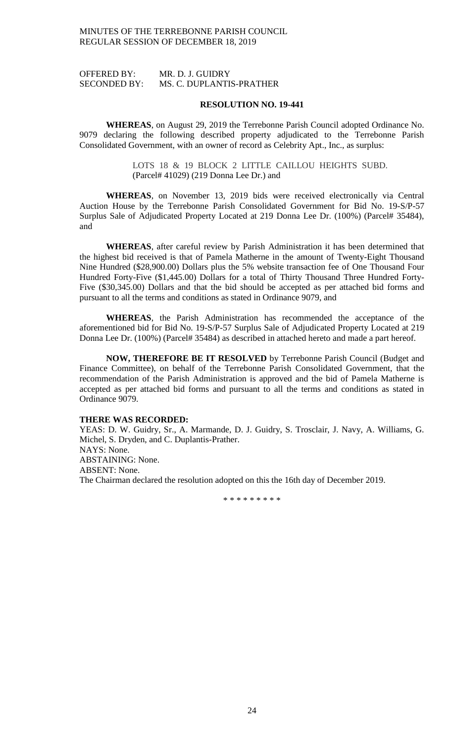OFFERED BY: MR. D. J. GUIDRY
SECONDED BY: MS. C. DUPLANTIS-PRATHER

**RESOLUTION NO. 19-441**

**WHEREAS**, on August 29, 2019 the Terrebonne Parish Council adopted Ordinance No. 9079 declaring the following described property adjudicated to the Terrebonne Parish Consolidated Government, with an owner of record as Celebrity Apt., Inc., as surplus:

> LOTS 18 & 19 BLOCK 2 LITTLE CAILLOU HEIGHTS SUBD. (Parcel# 41029) (219 Donna Lee Dr.) and

**WHEREAS**, on November 13, 2019 bids were received electronically via Central Auction House by the Terrebonne Parish Consolidated Government for Bid No. 19-S/P-57 Surplus Sale of Adjudicated Property Located at 219 Donna Lee Dr. (100%) (Parcel# 35484), and

**WHEREAS**, after careful review by Parish Administration it has been determined that the highest bid received is that of Pamela Matherne in the amount of Twenty-Eight Thousand Nine Hundred ($28,900.00) Dollars plus the 5% website transaction fee of One Thousand Four Hundred Forty-Five ($1,445.00) Dollars for a total of Thirty Thousand Three Hundred Forty-Five ($30,345.00) Dollars and that the bid should be accepted as per attached bid forms and pursuant to all the terms and conditions as stated in Ordinance 9079, and

**WHEREAS**, the Parish Administration has recommended the acceptance of the aforementioned bid for Bid No. 19-S/P-57 Surplus Sale of Adjudicated Property Located at 219 Donna Lee Dr. (100%) (Parcel# 35484) as described in attached hereto and made a part hereof.

**NOW, THEREFORE BE IT RESOLVED** by Terrebonne Parish Council (Budget and Finance Committee), on behalf of the Terrebonne Parish Consolidated Government, that the recommendation of the Parish Administration is approved and the bid of Pamela Matherne is accepted as per attached bid forms and pursuant to all the terms and conditions as stated in Ordinance 9079.

**THERE WAS RECORDED:**
YEAS: D. W. Guidry, Sr., A. Marmande, D. J. Guidry, S. Trosclair, J. Navy, A. Williams, G. Michel, S. Dryden, and C. Duplantis-Prather.
NAYS: None.
ABSTAINING: None.
ABSENT: None.
The Chairman declared the resolution adopted on this the 16th day of December 2019.

\* \* \* \* \* \* \* \* \*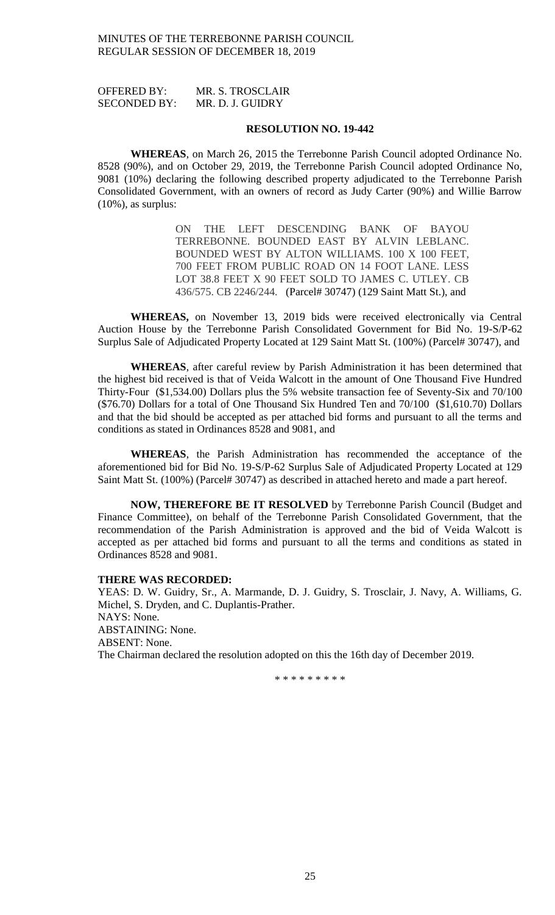OFFERED BY: MR. S. TROSCLAIR
SECONDED BY: MR. D. J. GUIDRY

**RESOLUTION NO. 19-442**

**WHEREAS**, on March 26, 2015 the Terrebonne Parish Council adopted Ordinance No. 8528 (90%), and on October 29, 2019, the Terrebonne Parish Council adopted Ordinance No, 9081 (10%) declaring the following described property adjudicated to the Terrebonne Parish Consolidated Government, with an owners of record as Judy Carter (90%) and Willie Barrow (10%), as surplus:

> ON THE LEFT DESCENDING BANK OF BAYOU TERREBONNE. BOUNDED EAST BY ALVIN LEBLANC. BOUNDED WEST BY ALTON WILLIAMS. 100 X 100 FEET, 700 FEET FROM PUBLIC ROAD ON 14 FOOT LANE. LESS LOT 38.8 FEET X 90 FEET SOLD TO JAMES C. UTLEY. CB 436/575. CB 2246/244. (Parcel# 30747) (129 Saint Matt St.), and

**WHEREAS,** on November 13, 2019 bids were received electronically via Central Auction House by the Terrebonne Parish Consolidated Government for Bid No. 19-S/P-62 Surplus Sale of Adjudicated Property Located at 129 Saint Matt St. (100%) (Parcel# 30747), and

**WHEREAS**, after careful review by Parish Administration it has been determined that the highest bid received is that of Veida Walcott in the amount of One Thousand Five Hundred Thirty-Four ($1,534.00) Dollars plus the 5% website transaction fee of Seventy-Six and 70/100 ($76.70) Dollars for a total of One Thousand Six Hundred Ten and 70/100 ($1,610.70) Dollars and that the bid should be accepted as per attached bid forms and pursuant to all the terms and conditions as stated in Ordinances 8528 and 9081, and

**WHEREAS**, the Parish Administration has recommended the acceptance of the aforementioned bid for Bid No. 19-S/P-62 Surplus Sale of Adjudicated Property Located at 129 Saint Matt St. (100%) (Parcel# 30747) as described in attached hereto and made a part hereof.

**NOW, THEREFORE BE IT RESOLVED** by Terrebonne Parish Council (Budget and Finance Committee), on behalf of the Terrebonne Parish Consolidated Government, that the recommendation of the Parish Administration is approved and the bid of Veida Walcott is accepted as per attached bid forms and pursuant to all the terms and conditions as stated in Ordinances 8528 and 9081.

**THERE WAS RECORDED:**

YEAS: D. W. Guidry, Sr., A. Marmande, D. J. Guidry, S. Trosclair, J. Navy, A. Williams, G. Michel, S. Dryden, and C. Duplantis-Prather.
NAYS: None.
ABSTAINING: None.
ABSENT: None.
The Chairman declared the resolution adopted on this the 16th day of December 2019.

\* \* \* \* \* \* \* \* \*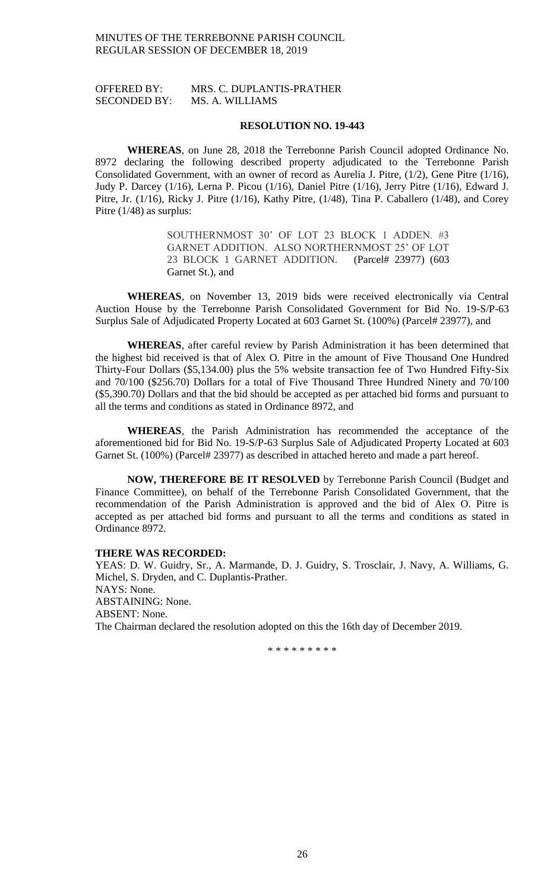OFFERED BY: MRS. C. DUPLANTIS-PRATHER
SECONDED BY: MS. A. WILLIAMS

**RESOLUTION NO. 19-443**

**WHEREAS**, on June 28, 2018 the Terrebonne Parish Council adopted Ordinance No. 8972 declaring the following described property adjudicated to the Terrebonne Parish Consolidated Government, with an owner of record as Aurelia J. Pitre, (1/2), Gene Pitre (1/16), Judy P. Darcey (1/16), Lerna P. Picou (1/16), Daniel Pitre (1/16), Jerry Pitre (1/16), Edward J. Pitre, Jr. (1/16), Ricky J. Pitre (1/16), Kathy Pitre, (1/48), Tina P. Caballero (1/48), and Corey Pitre (1/48) as surplus:

> SOUTHERNMOST 30' OF LOT 23 BLOCK 1 ADDEN. #3 GARNET ADDITION. ALSO NORTHERNMOST 25' OF LOT 23 BLOCK 1 GARNET ADDITION. (Parcel# 23977) (603 Garnet St.), and

**WHEREAS**, on November 13, 2019 bids were received electronically via Central Auction House by the Terrebonne Parish Consolidated Government for Bid No. 19-S/P-63 Surplus Sale of Adjudicated Property Located at 603 Garnet St. (100%) (Parcel# 23977), and

**WHEREAS**, after careful review by Parish Administration it has been determined that the highest bid received is that of Alex O. Pitre in the amount of Five Thousand One Hundred Thirty-Four Dollars ($5,134.00) plus the 5% website transaction fee of Two Hundred Fifty-Six and 70/100 ($256.70) Dollars for a total of Five Thousand Three Hundred Ninety and 70/100 ($5,390.70) Dollars and that the bid should be accepted as per attached bid forms and pursuant to all the terms and conditions as stated in Ordinance 8972, and

**WHEREAS**, the Parish Administration has recommended the acceptance of the aforementioned bid for Bid No. 19-S/P-63 Surplus Sale of Adjudicated Property Located at 603 Garnet St. (100%) (Parcel# 23977) as described in attached hereto and made a part hereof.

**NOW, THEREFORE BE IT RESOLVED** by Terrebonne Parish Council (Budget and Finance Committee), on behalf of the Terrebonne Parish Consolidated Government, that the recommendation of the Parish Administration is approved and the bid of Alex O. Pitre is accepted as per attached bid forms and pursuant to all the terms and conditions as stated in Ordinance 8972.

**THERE WAS RECORDED:**
YEAS: D. W. Guidry, Sr., A. Marmande, D. J. Guidry, S. Trosclair, J. Navy, A. Williams, G. Michel, S. Dryden, and C. Duplantis-Prather.
NAYS: None.
ABSTAINING: None.
ABSENT: None.
The Chairman declared the resolution adopted on this the 16th day of December 2019.

\* \* \* \* \* \* \* \* \*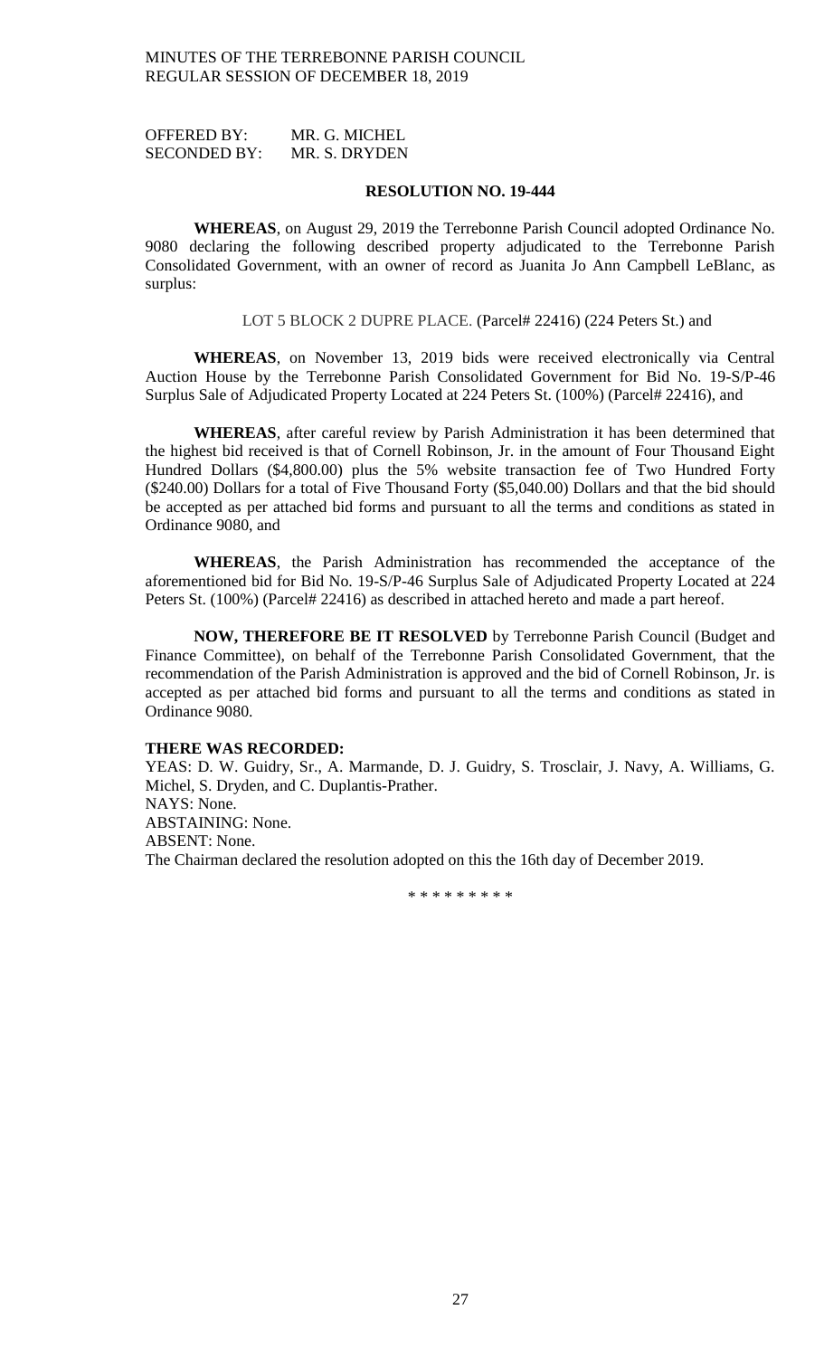OFFERED BY: MR. G. MICHEL
SECONDED BY: MR. S. DRYDEN

**RESOLUTION NO. 19-444**

**WHEREAS**, on August 29, 2019 the Terrebonne Parish Council adopted Ordinance No. 9080 declaring the following described property adjudicated to the Terrebonne Parish Consolidated Government, with an owner of record as Juanita Jo Ann Campbell LeBlanc, as surplus:

LOT 5 BLOCK 2 DUPRE PLACE. (Parcel# 22416) (224 Peters St.) and

**WHEREAS**, on November 13, 2019 bids were received electronically via Central Auction House by the Terrebonne Parish Consolidated Government for Bid No. 19-S/P-46 Surplus Sale of Adjudicated Property Located at 224 Peters St. (100%) (Parcel# 22416), and

**WHEREAS**, after careful review by Parish Administration it has been determined that the highest bid received is that of Cornell Robinson, Jr. in the amount of Four Thousand Eight Hundred Dollars ($4,800.00) plus the 5% website transaction fee of Two Hundred Forty ($240.00) Dollars for a total of Five Thousand Forty ($5,040.00) Dollars and that the bid should be accepted as per attached bid forms and pursuant to all the terms and conditions as stated in Ordinance 9080, and

**WHEREAS**, the Parish Administration has recommended the acceptance of the aforementioned bid for Bid No. 19-S/P-46 Surplus Sale of Adjudicated Property Located at 224 Peters St. (100%) (Parcel# 22416) as described in attached hereto and made a part hereof.

**NOW, THEREFORE BE IT RESOLVED** by Terrebonne Parish Council (Budget and Finance Committee), on behalf of the Terrebonne Parish Consolidated Government, that the recommendation of the Parish Administration is approved and the bid of Cornell Robinson, Jr. is accepted as per attached bid forms and pursuant to all the terms and conditions as stated in Ordinance 9080.

**THERE WAS RECORDED:**
YEAS: D. W. Guidry, Sr., A. Marmande, D. J. Guidry, S. Trosclair, J. Navy, A. Williams, G. Michel, S. Dryden, and C. Duplantis-Prather.
NAYS: None.
ABSTAINING: None.
ABSENT: None.
The Chairman declared the resolution adopted on this the 16th day of December 2019.

\* \* \* \* \* \* \* \* \*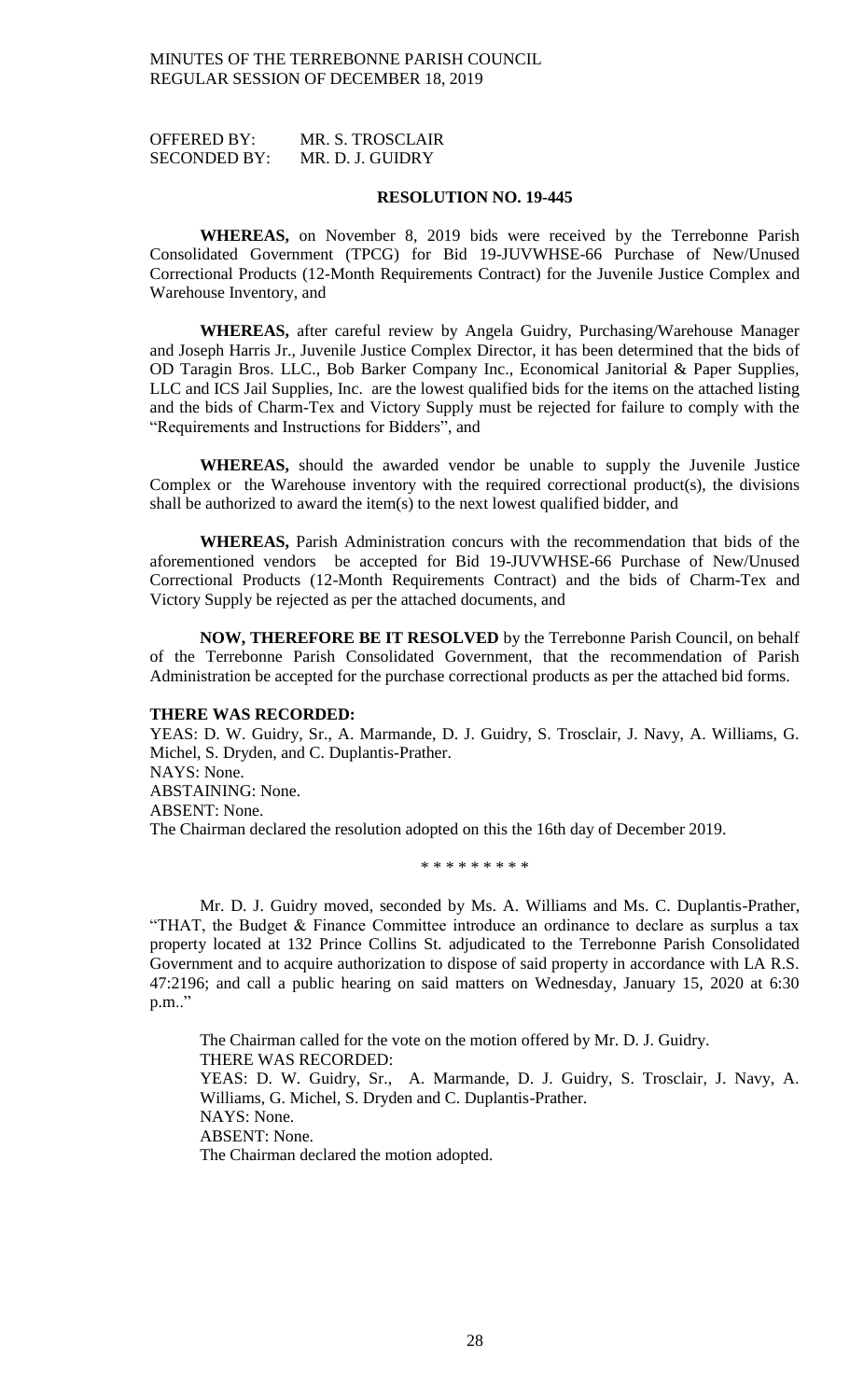OFFERED BY: MR. S. TROSCLAIR
SECONDED BY: MR. D. J. GUIDRY

**RESOLUTION NO. 19-445**

**WHEREAS,** on November 8, 2019 bids were received by the Terrebonne Parish Consolidated Government (TPCG) for Bid 19-JUVWHSE-66 Purchase of New/Unused Correctional Products (12-Month Requirements Contract) for the Juvenile Justice Complex and Warehouse Inventory, and

**WHEREAS,** after careful review by Angela Guidry, Purchasing/Warehouse Manager and Joseph Harris Jr., Juvenile Justice Complex Director, it has been determined that the bids of OD Taragin Bros. LLC., Bob Barker Company Inc., Economical Janitorial & Paper Supplies, LLC and ICS Jail Supplies, Inc. are the lowest qualified bids for the items on the attached listing and the bids of Charm-Tex and Victory Supply must be rejected for failure to comply with the "Requirements and Instructions for Bidders", and

**WHEREAS,** should the awarded vendor be unable to supply the Juvenile Justice Complex or the Warehouse inventory with the required correctional product(s), the divisions shall be authorized to award the item(s) to the next lowest qualified bidder, and

**WHEREAS,** Parish Administration concurs with the recommendation that bids of the aforementioned vendors be accepted for Bid 19-JUVWHSE-66 Purchase of New/Unused Correctional Products (12-Month Requirements Contract) and the bids of Charm-Tex and Victory Supply be rejected as per the attached documents, and

**NOW, THEREFORE BE IT RESOLVED** by the Terrebonne Parish Council, on behalf of the Terrebonne Parish Consolidated Government, that the recommendation of Parish Administration be accepted for the purchase correctional products as per the attached bid forms.

**THERE WAS RECORDED:**
YEAS: D. W. Guidry, Sr., A. Marmande, D. J. Guidry, S. Trosclair, J. Navy, A. Williams, G. Michel, S. Dryden, and C. Duplantis-Prather.
NAYS: None.
ABSTAINING: None.
ABSENT: None.
The Chairman declared the resolution adopted on this the 16th day of December 2019.

\* \* \* \* \* \* \* \* \*

Mr. D. J. Guidry moved, seconded by Ms. A. Williams and Ms. C. Duplantis-Prather, "THAT, the Budget & Finance Committee introduce an ordinance to declare as surplus a tax property located at 132 Prince Collins St. adjudicated to the Terrebonne Parish Consolidated Government and to acquire authorization to dispose of said property in accordance with LA R.S. 47:2196; and call a public hearing on said matters on Wednesday, January 15, 2020 at 6:30 p.m.."

The Chairman called for the vote on the motion offered by Mr. D. J. Guidry.
THERE WAS RECORDED:
YEAS: D. W. Guidry, Sr., A. Marmande, D. J. Guidry, S. Trosclair, J. Navy, A. Williams, G. Michel, S. Dryden and C. Duplantis-Prather.
NAYS: None.
ABSENT: None.
The Chairman declared the motion adopted.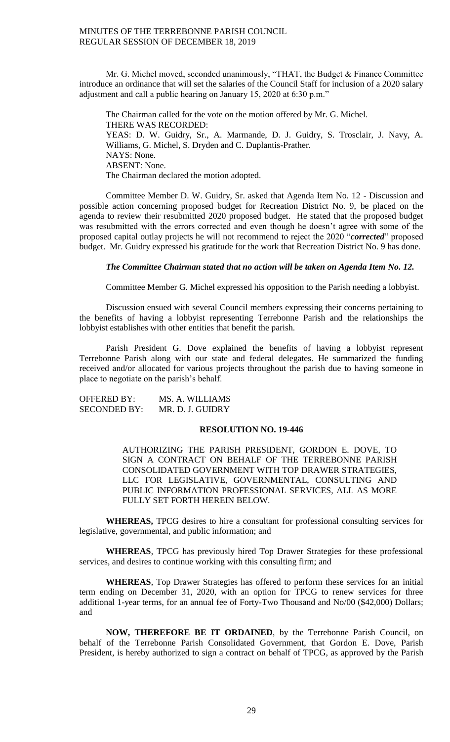Mr. G. Michel moved, seconded unanimously, "THAT, the Budget & Finance Committee introduce an ordinance that will set the salaries of the Council Staff for inclusion of a 2020 salary adjustment and call a public hearing on January 15, 2020 at 6:30 p.m."

The Chairman called for the vote on the motion offered by Mr. G. Michel.
THERE WAS RECORDED:
YEAS: D. W. Guidry, Sr., A. Marmande, D. J. Guidry, S. Trosclair, J. Navy, A. Williams, G. Michel, S. Dryden and C. Duplantis-Prather.
NAYS: None.
ABSENT: None.
The Chairman declared the motion adopted.

Committee Member D. W. Guidry, Sr. asked that Agenda Item No. 12 - Discussion and possible action concerning proposed budget for Recreation District No. 9, be placed on the agenda to review their resubmitted 2020 proposed budget. He stated that the proposed budget was resubmitted with the errors corrected and even though he doesn't agree with some of the proposed capital outlay projects he will not recommend to reject the 2020 "***corrected***" proposed budget. Mr. Guidry expressed his gratitude for the work that Recreation District No. 9 has done.

***The Committee Chairman stated that no action will be taken on Agenda Item No. 12.***

Committee Member G. Michel expressed his opposition to the Parish needing a lobbyist.

Discussion ensued with several Council members expressing their concerns pertaining to the benefits of having a lobbyist representing Terrebonne Parish and the relationships the lobbyist establishes with other entities that benefit the parish.

Parish President G. Dove explained the benefits of having a lobbyist represent Terrebonne Parish along with our state and federal delegates. He summarized the funding received and/or allocated for various projects throughout the parish due to having someone in place to negotiate on the parish's behalf.

OFFERED BY: MS. A. WILLIAMS
SECONDED BY: MR. D. J. GUIDRY

**RESOLUTION NO. 19-446**

AUTHORIZING THE PARISH PRESIDENT, GORDON E. DOVE, TO SIGN A CONTRACT ON BEHALF OF THE TERREBONNE PARISH CONSOLIDATED GOVERNMENT WITH TOP DRAWER STRATEGIES, LLC FOR LEGISLATIVE, GOVERNMENTAL, CONSULTING AND PUBLIC INFORMATION PROFESSIONAL SERVICES, ALL AS MORE FULLY SET FORTH HEREIN BELOW.

**WHEREAS,** TPCG desires to hire a consultant for professional consulting services for legislative, governmental, and public information; and

**WHEREAS**, TPCG has previously hired Top Drawer Strategies for these professional services, and desires to continue working with this consulting firm; and

**WHEREAS**, Top Drawer Strategies has offered to perform these services for an initial term ending on December 31, 2020, with an option for TPCG to renew services for three additional 1-year terms, for an annual fee of Forty-Two Thousand and No/00 ($42,000) Dollars; and

**NOW, THEREFORE BE IT ORDAINED**, by the Terrebonne Parish Council, on behalf of the Terrebonne Parish Consolidated Government, that Gordon E. Dove, Parish President, is hereby authorized to sign a contract on behalf of TPCG, as approved by the Parish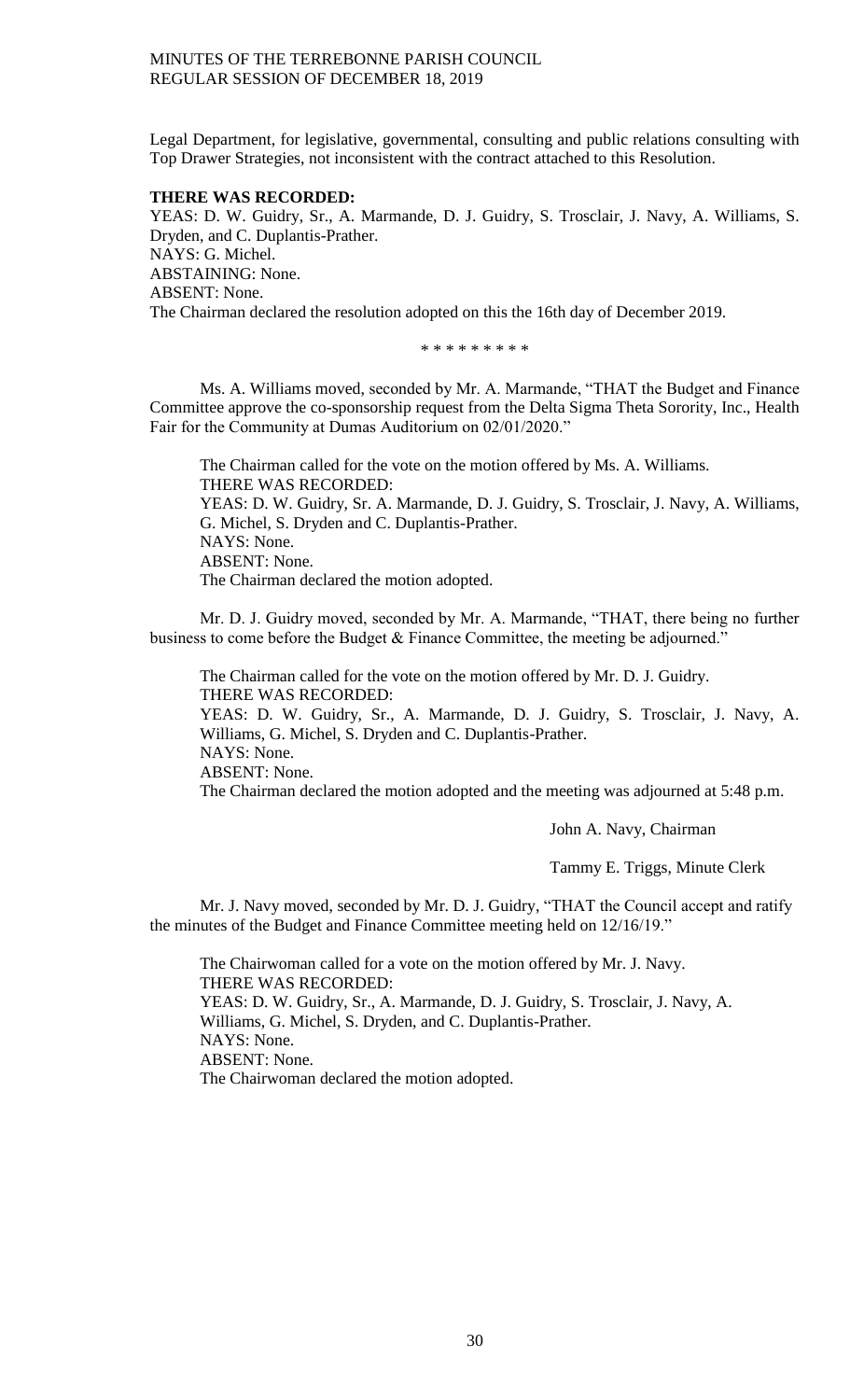Legal Department, for legislative, governmental, consulting and public relations consulting with Top Drawer Strategies, not inconsistent with the contract attached to this Resolution.

**THERE WAS RECORDED:**

YEAS: D. W. Guidry, Sr., A. Marmande, D. J. Guidry, S. Trosclair, J. Navy, A. Williams, S. Dryden, and C. Duplantis-Prather.
NAYS: G. Michel.
ABSTAINING: None.
ABSENT: None.
The Chairman declared the resolution adopted on this the 16th day of December 2019.

\* \* \* \* \* \* \* \* \*

Ms. A. Williams moved, seconded by Mr. A. Marmande, "THAT the Budget and Finance Committee approve the co-sponsorship request from the Delta Sigma Theta Sorority, Inc., Health Fair for the Community at Dumas Auditorium on 02/01/2020."

The Chairman called for the vote on the motion offered by Ms. A. Williams.
THERE WAS RECORDED:
YEAS: D. W. Guidry, Sr. A. Marmande, D. J. Guidry, S. Trosclair, J. Navy, A. Williams, G. Michel, S. Dryden and C. Duplantis-Prather.
NAYS: None.
ABSENT: None.
The Chairman declared the motion adopted.

Mr. D. J. Guidry moved, seconded by Mr. A. Marmande, "THAT, there being no further business to come before the Budget & Finance Committee, the meeting be adjourned."

The Chairman called for the vote on the motion offered by Mr. D. J. Guidry.
THERE WAS RECORDED:
YEAS: D. W. Guidry, Sr., A. Marmande, D. J. Guidry, S. Trosclair, J. Navy, A. Williams, G. Michel, S. Dryden and C. Duplantis-Prather.
NAYS: None.
ABSENT: None.
The Chairman declared the motion adopted and the meeting was adjourned at 5:48 p.m.

John A. Navy, Chairman

Tammy E. Triggs, Minute Clerk

Mr. J. Navy moved, seconded by Mr. D. J. Guidry, "THAT the Council accept and ratify the minutes of the Budget and Finance Committee meeting held on 12/16/19."

The Chairwoman called for a vote on the motion offered by Mr. J. Navy.
THERE WAS RECORDED:
YEAS: D. W. Guidry, Sr., A. Marmande, D. J. Guidry, S. Trosclair, J. Navy, A. Williams, G. Michel, S. Dryden, and C. Duplantis-Prather.
NAYS: None.
ABSENT: None.
The Chairwoman declared the motion adopted.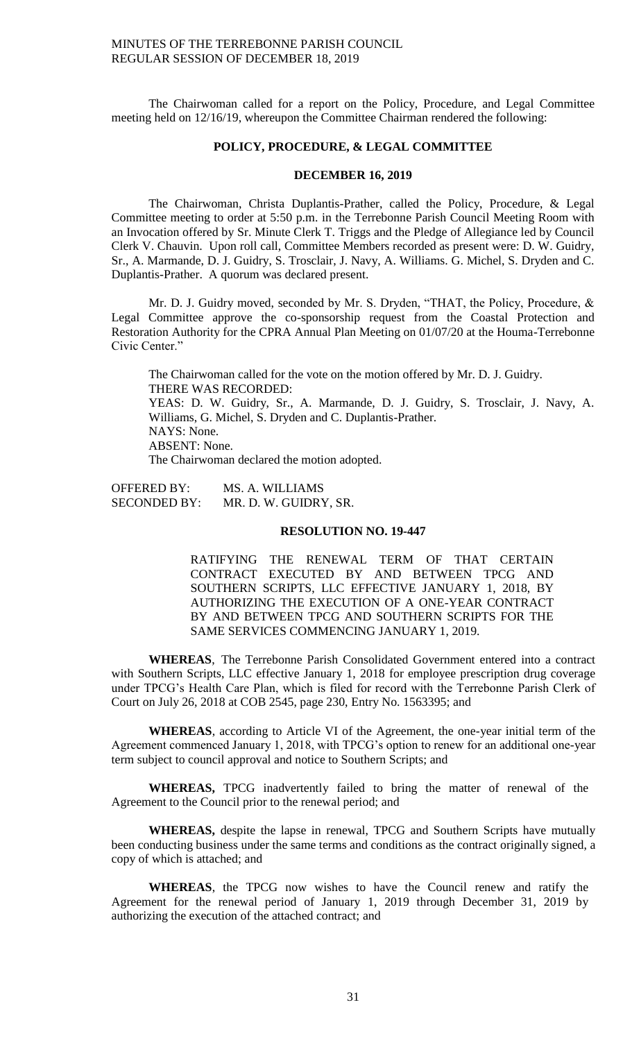The Chairwoman called for a report on the Policy, Procedure, and Legal Committee meeting held on 12/16/19, whereupon the Committee Chairman rendered the following:

## POLICY, PROCEDURE, & LEGAL COMMITTEE

### DECEMBER 16, 2019

The Chairwoman, Christa Duplantis-Prather, called the Policy, Procedure, & Legal Committee meeting to order at 5:50 p.m. in the Terrebonne Parish Council Meeting Room with an Invocation offered by Sr. Minute Clerk T. Triggs and the Pledge of Allegiance led by Council Clerk V. Chauvin. Upon roll call, Committee Members recorded as present were: D. W. Guidry, Sr., A. Marmande, D. J. Guidry, S. Trosclair, J. Navy, A. Williams. G. Michel, S. Dryden and C. Duplantis-Prather. A quorum was declared present.

Mr. D. J. Guidry moved, seconded by Mr. S. Dryden, "THAT, the Policy, Procedure, & Legal Committee approve the co-sponsorship request from the Coastal Protection and Restoration Authority for the CPRA Annual Plan Meeting on 01/07/20 at the Houma-Terrebonne Civic Center."

The Chairwoman called for the vote on the motion offered by Mr. D. J. Guidry.
THERE WAS RECORDED:
YEAS: D. W. Guidry, Sr., A. Marmande, D. J. Guidry, S. Trosclair, J. Navy, A. Williams, G. Michel, S. Dryden and C. Duplantis-Prather.
NAYS: None.
ABSENT: None.
The Chairwoman declared the motion adopted.

OFFERED BY: MS. A. WILLIAMS
SECONDED BY: MR. D. W. GUIDRY, SR.

### RESOLUTION NO. 19-447

RATIFYING THE RENEWAL TERM OF THAT CERTAIN CONTRACT EXECUTED BY AND BETWEEN TPCG AND SOUTHERN SCRIPTS, LLC EFFECTIVE JANUARY 1, 2018, BY AUTHORIZING THE EXECUTION OF A ONE-YEAR CONTRACT BY AND BETWEEN TPCG AND SOUTHERN SCRIPTS FOR THE SAME SERVICES COMMENCING JANUARY 1, 2019.

**WHEREAS**, The Terrebonne Parish Consolidated Government entered into a contract with Southern Scripts, LLC effective January 1, 2018 for employee prescription drug coverage under TPCG's Health Care Plan, which is filed for record with the Terrebonne Parish Clerk of Court on July 26, 2018 at COB 2545, page 230, Entry No. 1563395; and

**WHEREAS**, according to Article VI of the Agreement, the one-year initial term of the Agreement commenced January 1, 2018, with TPCG's option to renew for an additional one-year term subject to council approval and notice to Southern Scripts; and

**WHEREAS,** TPCG inadvertently failed to bring the matter of renewal of the Agreement to the Council prior to the renewal period; and

**WHEREAS,** despite the lapse in renewal, TPCG and Southern Scripts have mutually been conducting business under the same terms and conditions as the contract originally signed, a copy of which is attached; and

**WHEREAS**, the TPCG now wishes to have the Council renew and ratify the Agreement for the renewal period of January 1, 2019 through December 31, 2019 by authorizing the execution of the attached contract; and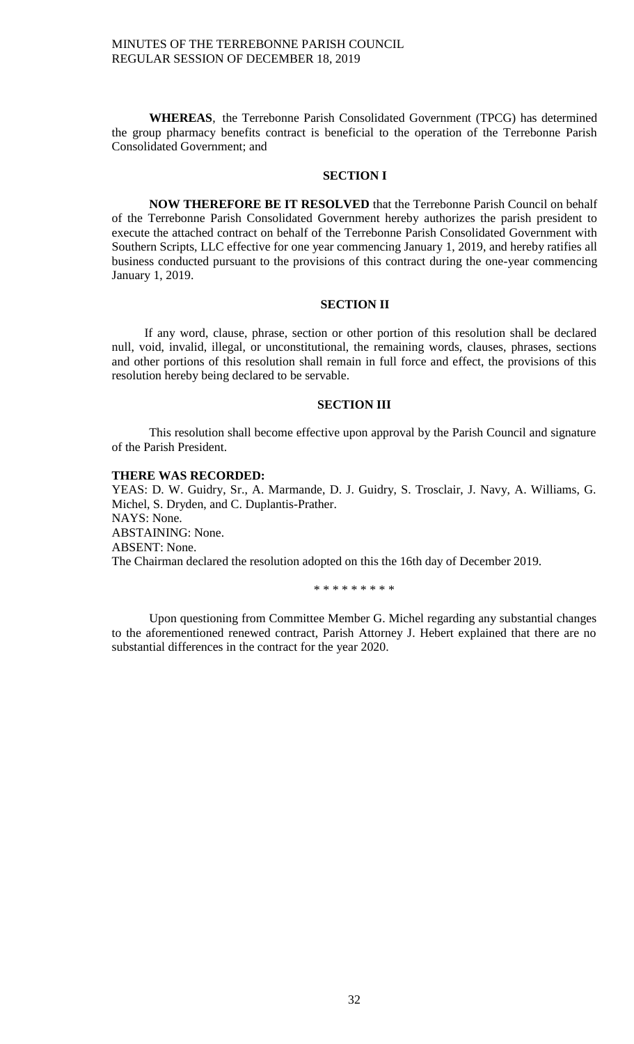**WHEREAS**, the Terrebonne Parish Consolidated Government (TPCG) has determined the group pharmacy benefits contract is beneficial to the operation of the Terrebonne Parish Consolidated Government; and

**SECTION I**

**NOW THEREFORE BE IT RESOLVED** that the Terrebonne Parish Council on behalf of the Terrebonne Parish Consolidated Government hereby authorizes the parish president to execute the attached contract on behalf of the Terrebonne Parish Consolidated Government with Southern Scripts, LLC effective for one year commencing January 1, 2019, and hereby ratifies all business conducted pursuant to the provisions of this contract during the one-year commencing January 1, 2019.

**SECTION II**

If any word, clause, phrase, section or other portion of this resolution shall be declared null, void, invalid, illegal, or unconstitutional, the remaining words, clauses, phrases, sections and other portions of this resolution shall remain in full force and effect, the provisions of this resolution hereby being declared to be servable.

**SECTION III**

This resolution shall become effective upon approval by the Parish Council and signature of the Parish President.

**THERE WAS RECORDED:**

YEAS: D. W. Guidry, Sr., A. Marmande, D. J. Guidry, S. Trosclair, J. Navy, A. Williams, G. Michel, S. Dryden, and C. Duplantis-Prather.
NAYS: None.
ABSTAINING: None.
ABSENT: None.
The Chairman declared the resolution adopted on this the 16th day of December 2019.

\* \* \* \* \* \* \* \* \*

Upon questioning from Committee Member G. Michel regarding any substantial changes to the aforementioned renewed contract, Parish Attorney J. Hebert explained that there are no substantial differences in the contract for the year 2020.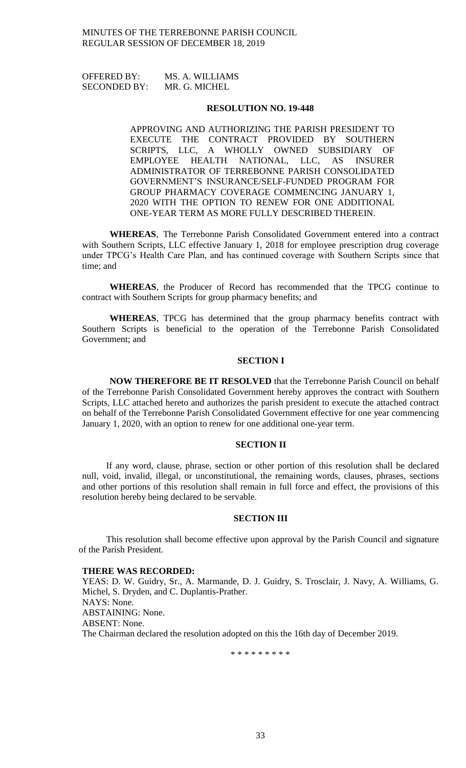OFFERED BY: MS. A. WILLIAMS
SECONDED BY: MR. G. MICHEL

**RESOLUTION NO. 19-448**

APPROVING AND AUTHORIZING THE PARISH PRESIDENT TO EXECUTE THE CONTRACT PROVIDED BY SOUTHERN SCRIPTS, LLC, A WHOLLY OWNED SUBSIDIARY OF EMPLOYEE HEALTH NATIONAL, LLC, AS INSURER ADMINISTRATOR OF TERREBONNE PARISH CONSOLIDATED GOVERNMENT'S INSURANCE/SELF-FUNDED PROGRAM FOR GROUP PHARMACY COVERAGE COMMENCING JANUARY 1, 2020 WITH THE OPTION TO RENEW FOR ONE ADDITIONAL ONE-YEAR TERM AS MORE FULLY DESCRIBED THEREIN.

**WHEREAS**, The Terrebonne Parish Consolidated Government entered into a contract with Southern Scripts, LLC effective January 1, 2018 for employee prescription drug coverage under TPCG's Health Care Plan, and has continued coverage with Southern Scripts since that time; and

**WHEREAS**, the Producer of Record has recommended that the TPCG continue to contract with Southern Scripts for group pharmacy benefits; and

**WHEREAS**, TPCG has determined that the group pharmacy benefits contract with Southern Scripts is beneficial to the operation of the Terrebonne Parish Consolidated Government; and

**SECTION I**

**NOW THEREFORE BE IT RESOLVED** that the Terrebonne Parish Council on behalf of the Terrebonne Parish Consolidated Government hereby approves the contract with Southern Scripts, LLC attached hereto and authorizes the parish president to execute the attached contract on behalf of the Terrebonne Parish Consolidated Government effective for one year commencing January 1, 2020, with an option to renew for one additional one-year term.

**SECTION II**

If any word, clause, phrase, section or other portion of this resolution shall be declared null, void, invalid, illegal, or unconstitutional, the remaining words, clauses, phrases, sections and other portions of this resolution shall remain in full force and effect, the provisions of this resolution hereby being declared to be servable.

**SECTION III**

This resolution shall become effective upon approval by the Parish Council and signature of the Parish President.

**THERE WAS RECORDED:**
YEAS: D. W. Guidry, Sr., A. Marmande, D. J. Guidry, S. Trosclair, J. Navy, A. Williams, G. Michel, S. Dryden, and C. Duplantis-Prather.
NAYS: None.
ABSTAINING: None.
ABSENT: None.
The Chairman declared the resolution adopted on this the 16th day of December 2019.

\* \* \* \* \* \* \* \* \*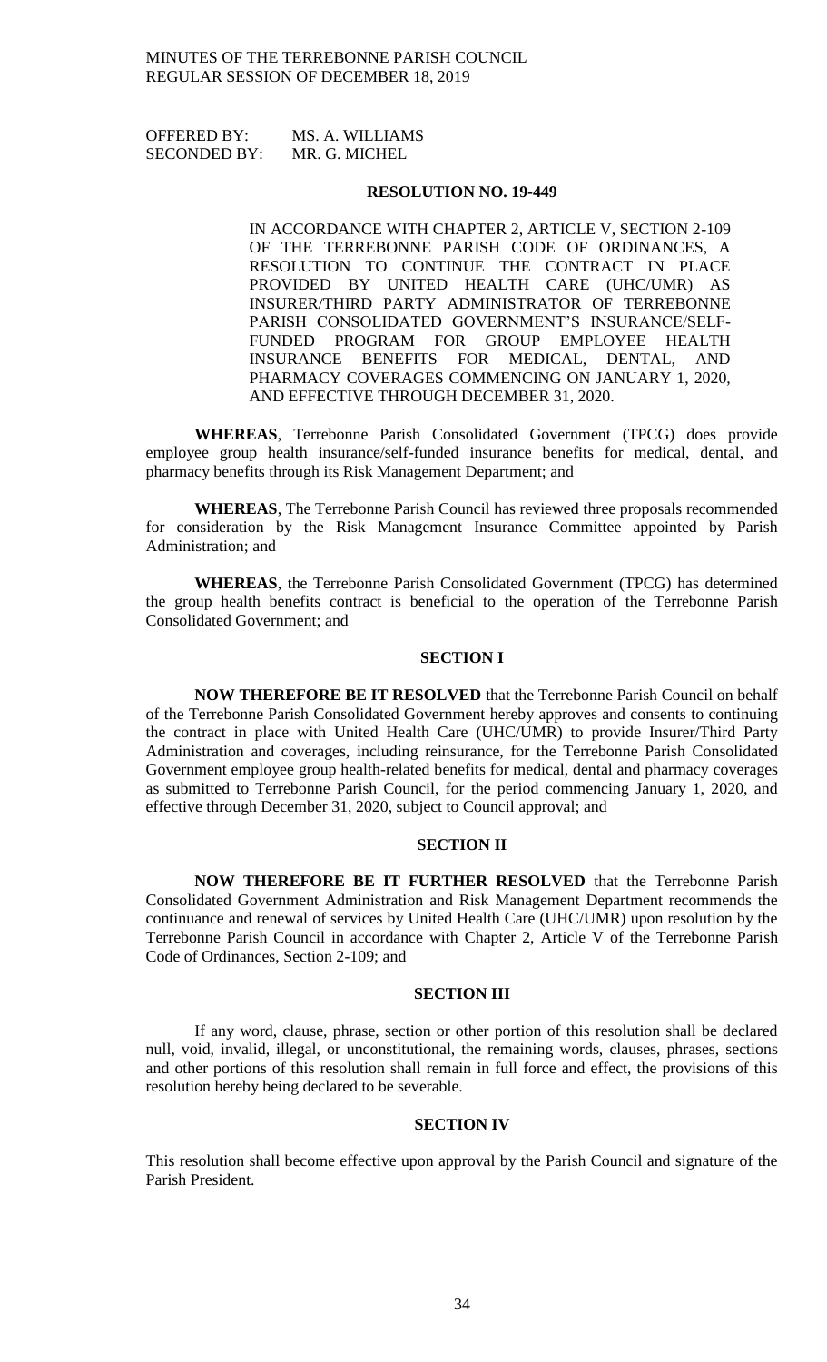OFFERED BY: MS. A. WILLIAMS
SECONDED BY: MR. G. MICHEL

**RESOLUTION NO. 19-449**

IN ACCORDANCE WITH CHAPTER 2, ARTICLE V, SECTION 2-109 OF THE TERREBONNE PARISH CODE OF ORDINANCES, A RESOLUTION TO CONTINUE THE CONTRACT IN PLACE PROVIDED BY UNITED HEALTH CARE (UHC/UMR) AS INSURER/THIRD PARTY ADMINISTRATOR OF TERREBONNE PARISH CONSOLIDATED GOVERNMENT'S INSURANCE/SELF-FUNDED PROGRAM FOR GROUP EMPLOYEE HEALTH INSURANCE BENEFITS FOR MEDICAL, DENTAL, AND PHARMACY COVERAGES COMMENCING ON JANUARY 1, 2020, AND EFFECTIVE THROUGH DECEMBER 31, 2020.

**WHEREAS**, Terrebonne Parish Consolidated Government (TPCG) does provide employee group health insurance/self-funded insurance benefits for medical, dental, and pharmacy benefits through its Risk Management Department; and

**WHEREAS**, The Terrebonne Parish Council has reviewed three proposals recommended for consideration by the Risk Management Insurance Committee appointed by Parish Administration; and

**WHEREAS**, the Terrebonne Parish Consolidated Government (TPCG) has determined the group health benefits contract is beneficial to the operation of the Terrebonne Parish Consolidated Government; and

**SECTION I**

**NOW THEREFORE BE IT RESOLVED** that the Terrebonne Parish Council on behalf of the Terrebonne Parish Consolidated Government hereby approves and consents to continuing the contract in place with United Health Care (UHC/UMR) to provide Insurer/Third Party Administration and coverages, including reinsurance, for the Terrebonne Parish Consolidated Government employee group health-related benefits for medical, dental and pharmacy coverages as submitted to Terrebonne Parish Council, for the period commencing January 1, 2020, and effective through December 31, 2020, subject to Council approval; and

**SECTION II**

**NOW THEREFORE BE IT FURTHER RESOLVED** that the Terrebonne Parish Consolidated Government Administration and Risk Management Department recommends the continuance and renewal of services by United Health Care (UHC/UMR) upon resolution by the Terrebonne Parish Council in accordance with Chapter 2, Article V of the Terrebonne Parish Code of Ordinances, Section 2-109; and

**SECTION III**

If any word, clause, phrase, section or other portion of this resolution shall be declared null, void, invalid, illegal, or unconstitutional, the remaining words, clauses, phrases, sections and other portions of this resolution shall remain in full force and effect, the provisions of this resolution hereby being declared to be severable.

**SECTION IV**

This resolution shall become effective upon approval by the Parish Council and signature of the Parish President.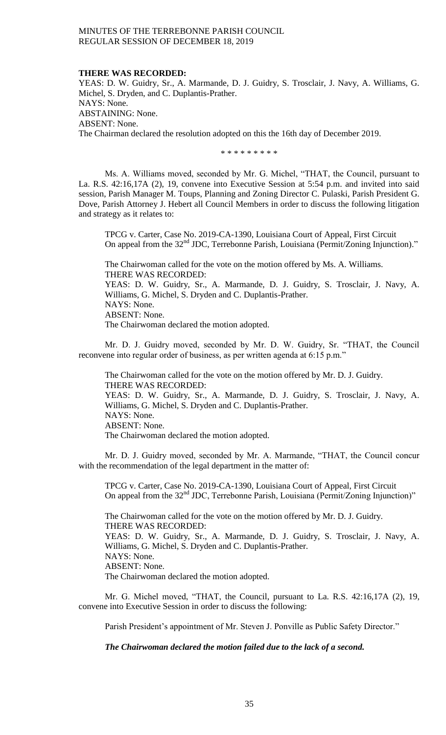**THERE WAS RECORDED:**

YEAS: D. W. Guidry, Sr., A. Marmande, D. J. Guidry, S. Trosclair, J. Navy, A. Williams, G. Michel, S. Dryden, and C. Duplantis-Prather.
NAYS: None.
ABSTAINING: None.
ABSENT: None.
The Chairman declared the resolution adopted on this the 16th day of December 2019.

\* \* \* \* \* \* \* \* \*

Ms. A. Williams moved, seconded by Mr. G. Michel, "THAT, the Council, pursuant to La. R.S. 42:16,17A (2), 19, convene into Executive Session at 5:54 p.m. and invited into said session, Parish Manager M. Toups, Planning and Zoning Director C. Pulaski, Parish President G. Dove, Parish Attorney J. Hebert all Council Members in order to discuss the following litigation and strategy as it relates to:

TPCG v. Carter, Case No. 2019-CA-1390, Louisiana Court of Appeal, First Circuit
On appeal from the 32nd JDC, Terrebonne Parish, Louisiana (Permit/Zoning Injunction)."

The Chairwoman called for the vote on the motion offered by Ms. A. Williams.
THERE WAS RECORDED:
YEAS: D. W. Guidry, Sr., A. Marmande, D. J. Guidry, S. Trosclair, J. Navy, A. Williams, G. Michel, S. Dryden and C. Duplantis-Prather.
NAYS: None.
ABSENT: None.
The Chairwoman declared the motion adopted.

Mr. D. J. Guidry moved, seconded by Mr. D. W. Guidry, Sr. "THAT, the Council reconvene into regular order of business, as per written agenda at 6:15 p.m."

The Chairwoman called for the vote on the motion offered by Mr. D. J. Guidry.
THERE WAS RECORDED:
YEAS: D. W. Guidry, Sr., A. Marmande, D. J. Guidry, S. Trosclair, J. Navy, A. Williams, G. Michel, S. Dryden and C. Duplantis-Prather.
NAYS: None.
ABSENT: None.
The Chairwoman declared the motion adopted.

Mr. D. J. Guidry moved, seconded by Mr. A. Marmande, "THAT, the Council concur with the recommendation of the legal department in the matter of:

TPCG v. Carter, Case No. 2019-CA-1390, Louisiana Court of Appeal, First Circuit
On appeal from the 32nd JDC, Terrebonne Parish, Louisiana (Permit/Zoning Injunction)"

The Chairwoman called for the vote on the motion offered by Mr. D. J. Guidry.
THERE WAS RECORDED:
YEAS: D. W. Guidry, Sr., A. Marmande, D. J. Guidry, S. Trosclair, J. Navy, A. Williams, G. Michel, S. Dryden and C. Duplantis-Prather.
NAYS: None.
ABSENT: None.
The Chairwoman declared the motion adopted.

Mr. G. Michel moved, "THAT, the Council, pursuant to La. R.S. 42:16,17A (2), 19, convene into Executive Session in order to discuss the following:

Parish President's appointment of Mr. Steven J. Ponville as Public Safety Director."

***The Chairwoman declared the motion failed due to the lack of a second.***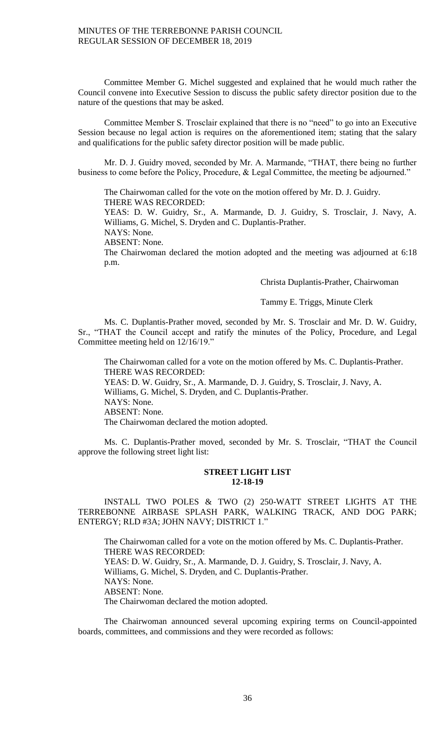Committee Member G. Michel suggested and explained that he would much rather the Council convene into Executive Session to discuss the public safety director position due to the nature of the questions that may be asked.

Committee Member S. Trosclair explained that there is no "need" to go into an Executive Session because no legal action is requires on the aforementioned item; stating that the salary and qualifications for the public safety director position will be made public.

Mr. D. J. Guidry moved, seconded by Mr. A. Marmande, "THAT, there being no further business to come before the Policy, Procedure, & Legal Committee, the meeting be adjourned."

The Chairwoman called for the vote on the motion offered by Mr. D. J. Guidry.
THERE WAS RECORDED:
YEAS: D. W. Guidry, Sr., A. Marmande, D. J. Guidry, S. Trosclair, J. Navy, A. Williams, G. Michel, S. Dryden and C. Duplantis-Prather.
NAYS: None.
ABSENT: None.
The Chairwoman declared the motion adopted and the meeting was adjourned at 6:18 p.m.

Christa Duplantis-Prather, Chairwoman

Tammy E. Triggs, Minute Clerk

Ms. C. Duplantis-Prather moved, seconded by Mr. S. Trosclair and Mr. D. W. Guidry, Sr., "THAT the Council accept and ratify the minutes of the Policy, Procedure, and Legal Committee meeting held on 12/16/19."

The Chairwoman called for a vote on the motion offered by Ms. C. Duplantis-Prather.
THERE WAS RECORDED:
YEAS: D. W. Guidry, Sr., A. Marmande, D. J. Guidry, S. Trosclair, J. Navy, A. Williams, G. Michel, S. Dryden, and C. Duplantis-Prather.
NAYS: None.
ABSENT: None.
The Chairwoman declared the motion adopted.

Ms. C. Duplantis-Prather moved, seconded by Mr. S. Trosclair, "THAT the Council approve the following street light list:

**STREET LIGHT LIST**
**12-18-19**

INSTALL TWO POLES & TWO (2) 250-WATT STREET LIGHTS AT THE TERREBONNE AIRBASE SPLASH PARK, WALKING TRACK, AND DOG PARK; ENTERGY; RLD #3A; JOHN NAVY; DISTRICT 1."

The Chairwoman called for a vote on the motion offered by Ms. C. Duplantis-Prather.
THERE WAS RECORDED:
YEAS: D. W. Guidry, Sr., A. Marmande, D. J. Guidry, S. Trosclair, J. Navy, A. Williams, G. Michel, S. Dryden, and C. Duplantis-Prather.
NAYS: None.
ABSENT: None.
The Chairwoman declared the motion adopted.

The Chairwoman announced several upcoming expiring terms on Council-appointed boards, committees, and commissions and they were recorded as follows: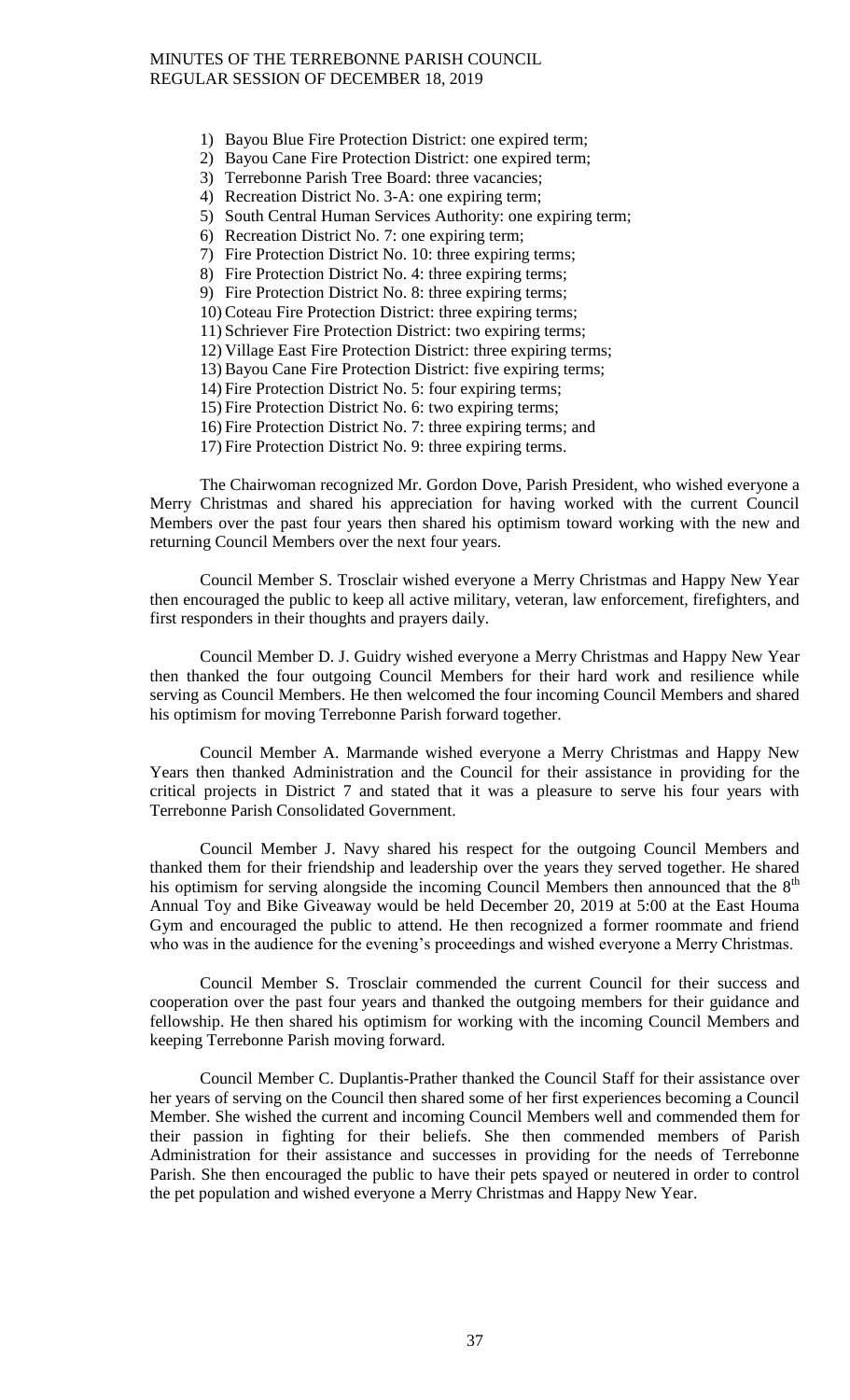1) Bayou Blue Fire Protection District: one expired term;
2) Bayou Cane Fire Protection District: one expired term;
3) Terrebonne Parish Tree Board: three vacancies;
4) Recreation District No. 3-A: one expiring term;
5) South Central Human Services Authority: one expiring term;
6) Recreation District No. 7: one expiring term;
7) Fire Protection District No. 10: three expiring terms;
8) Fire Protection District No. 4: three expiring terms;
9) Fire Protection District No. 8: three expiring terms;
10) Coteau Fire Protection District: three expiring terms;
11) Schriever Fire Protection District: two expiring terms;
12) Village East Fire Protection District: three expiring terms;
13) Bayou Cane Fire Protection District: five expiring terms;
14) Fire Protection District No. 5: four expiring terms;
15) Fire Protection District No. 6: two expiring terms;
16) Fire Protection District No. 7: three expiring terms; and
17) Fire Protection District No. 9: three expiring terms.

The Chairwoman recognized Mr. Gordon Dove, Parish President, who wished everyone a Merry Christmas and shared his appreciation for having worked with the current Council Members over the past four years then shared his optimism toward working with the new and returning Council Members over the next four years.

Council Member S. Trosclair wished everyone a Merry Christmas and Happy New Year then encouraged the public to keep all active military, veteran, law enforcement, firefighters, and first responders in their thoughts and prayers daily.

Council Member D. J. Guidry wished everyone a Merry Christmas and Happy New Year then thanked the four outgoing Council Members for their hard work and resilience while serving as Council Members. He then welcomed the four incoming Council Members and shared his optimism for moving Terrebonne Parish forward together.

Council Member A. Marmande wished everyone a Merry Christmas and Happy New Years then thanked Administration and the Council for their assistance in providing for the critical projects in District 7 and stated that it was a pleasure to serve his four years with Terrebonne Parish Consolidated Government.

Council Member J. Navy shared his respect for the outgoing Council Members and thanked them for their friendship and leadership over the years they served together. He shared his optimism for serving alongside the incoming Council Members then announced that the 8th Annual Toy and Bike Giveaway would be held December 20, 2019 at 5:00 at the East Houma Gym and encouraged the public to attend. He then recognized a former roommate and friend who was in the audience for the evening's proceedings and wished everyone a Merry Christmas.

Council Member S. Trosclair commended the current Council for their success and cooperation over the past four years and thanked the outgoing members for their guidance and fellowship. He then shared his optimism for working with the incoming Council Members and keeping Terrebonne Parish moving forward.

Council Member C. Duplantis-Prather thanked the Council Staff for their assistance over her years of serving on the Council then shared some of her first experiences becoming a Council Member. She wished the current and incoming Council Members well and commended them for their passion in fighting for their beliefs. She then commended members of Parish Administration for their assistance and successes in providing for the needs of Terrebonne Parish. She then encouraged the public to have their pets spayed or neutered in order to control the pet population and wished everyone a Merry Christmas and Happy New Year.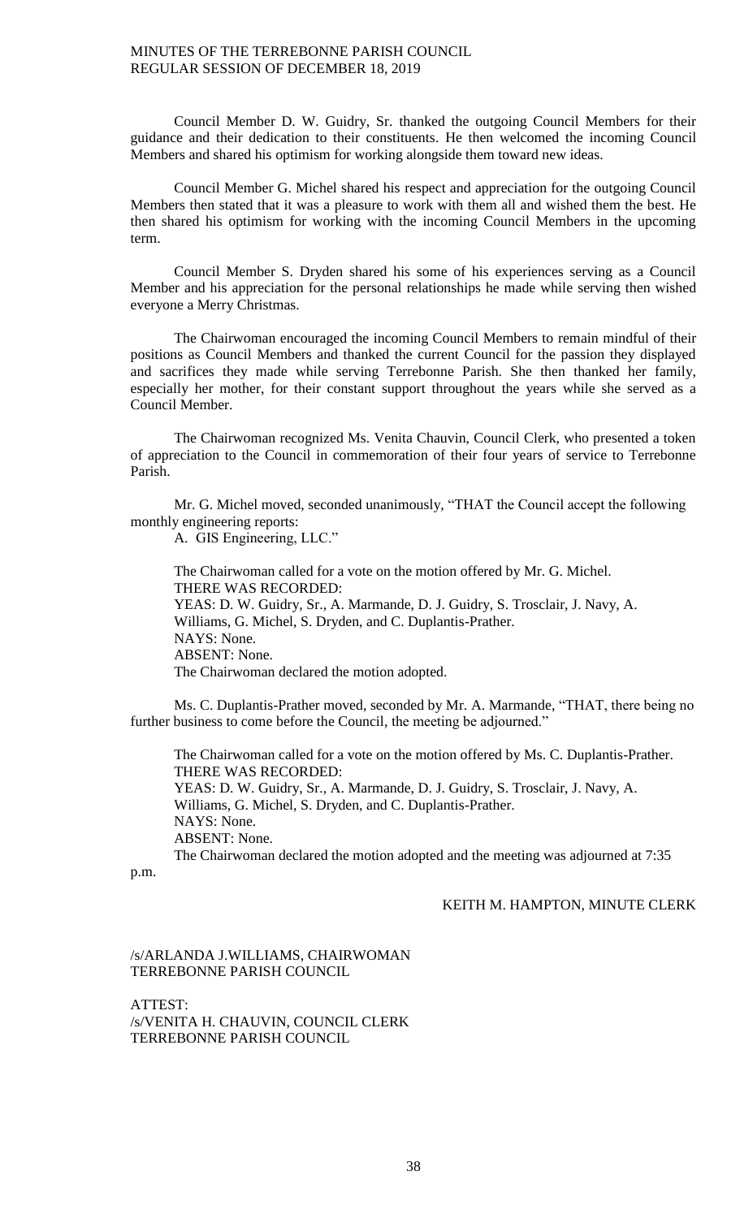Council Member D. W. Guidry, Sr. thanked the outgoing Council Members for their guidance and their dedication to their constituents. He then welcomed the incoming Council Members and shared his optimism for working alongside them toward new ideas.

Council Member G. Michel shared his respect and appreciation for the outgoing Council Members then stated that it was a pleasure to work with them all and wished them the best. He then shared his optimism for working with the incoming Council Members in the upcoming term.

Council Member S. Dryden shared his some of his experiences serving as a Council Member and his appreciation for the personal relationships he made while serving then wished everyone a Merry Christmas.

The Chairwoman encouraged the incoming Council Members to remain mindful of their positions as Council Members and thanked the current Council for the passion they displayed and sacrifices they made while serving Terrebonne Parish. She then thanked her family, especially her mother, for their constant support throughout the years while she served as a Council Member.

The Chairwoman recognized Ms. Venita Chauvin, Council Clerk, who presented a token of appreciation to the Council in commemoration of their four years of service to Terrebonne Parish.

Mr. G. Michel moved, seconded unanimously, "THAT the Council accept the following monthly engineering reports:

A. GIS Engineering, LLC."

The Chairwoman called for a vote on the motion offered by Mr. G. Michel.
THERE WAS RECORDED:
YEAS: D. W. Guidry, Sr., A. Marmande, D. J. Guidry, S. Trosclair, J. Navy, A. Williams, G. Michel, S. Dryden, and C. Duplantis-Prather.
NAYS: None.
ABSENT: None.
The Chairwoman declared the motion adopted.

Ms. C. Duplantis-Prather moved, seconded by Mr. A. Marmande, "THAT, there being no further business to come before the Council, the meeting be adjourned."

The Chairwoman called for a vote on the motion offered by Ms. C. Duplantis-Prather.
THERE WAS RECORDED:
YEAS: D. W. Guidry, Sr., A. Marmande, D. J. Guidry, S. Trosclair, J. Navy, A. Williams, G. Michel, S. Dryden, and C. Duplantis-Prather.
NAYS: None.
ABSENT: None.
The Chairwoman declared the motion adopted and the meeting was adjourned at 7:35 p.m.

KEITH M. HAMPTON, MINUTE CLERK

/s/ARLANDA J.WILLIAMS, CHAIRWOMAN
TERREBONNE PARISH COUNCIL

ATTEST:
/s/VENITA H. CHAUVIN, COUNCIL CLERK
TERREBONNE PARISH COUNCIL